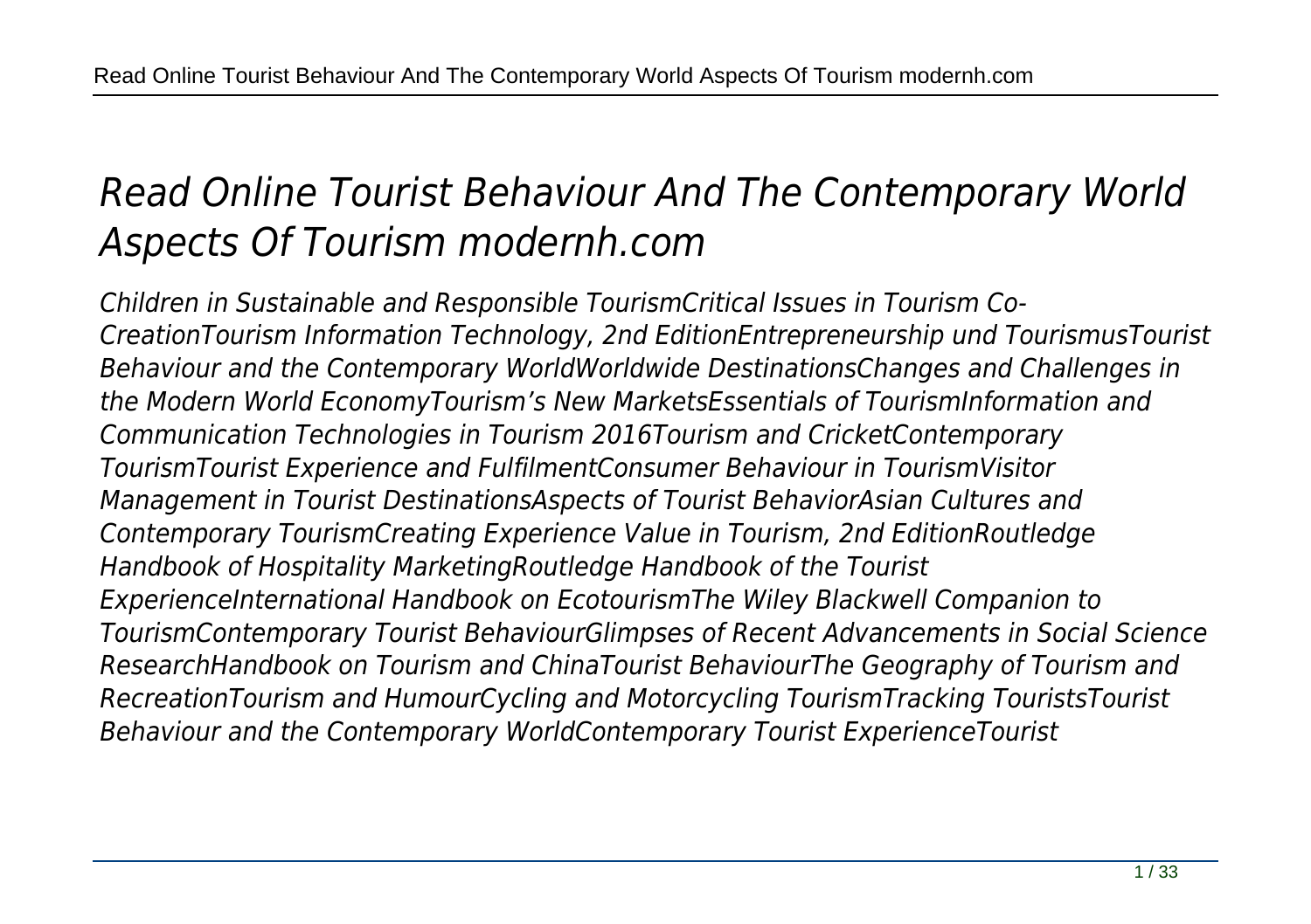# *Read Online Tourist Behaviour And The Contemporary World Aspects Of Tourism modernh.com*

*Children in Sustainable and Responsible TourismCritical Issues in Tourism Co-CreationTourism Information Technology, 2nd EditionEntrepreneurship und TourismusTourist Behaviour and the Contemporary WorldWorldwide DestinationsChanges and Challenges in the Modern World EconomyTourism's New MarketsEssentials of TourismInformation and Communication Technologies in Tourism 2016Tourism and CricketContemporary TourismTourist Experience and FulfilmentConsumer Behaviour in TourismVisitor Management in Tourist DestinationsAspects of Tourist BehaviorAsian Cultures and Contemporary TourismCreating Experience Value in Tourism, 2nd EditionRoutledge Handbook of Hospitality MarketingRoutledge Handbook of the Tourist ExperienceInternational Handbook on EcotourismThe Wiley Blackwell Companion to TourismContemporary Tourist BehaviourGlimpses of Recent Advancements in Social Science ResearchHandbook on Tourism and ChinaTourist BehaviourThe Geography of Tourism and RecreationTourism and HumourCycling and Motorcycling TourismTracking TouristsTourist Behaviour and the Contemporary WorldContemporary Tourist ExperienceTourist*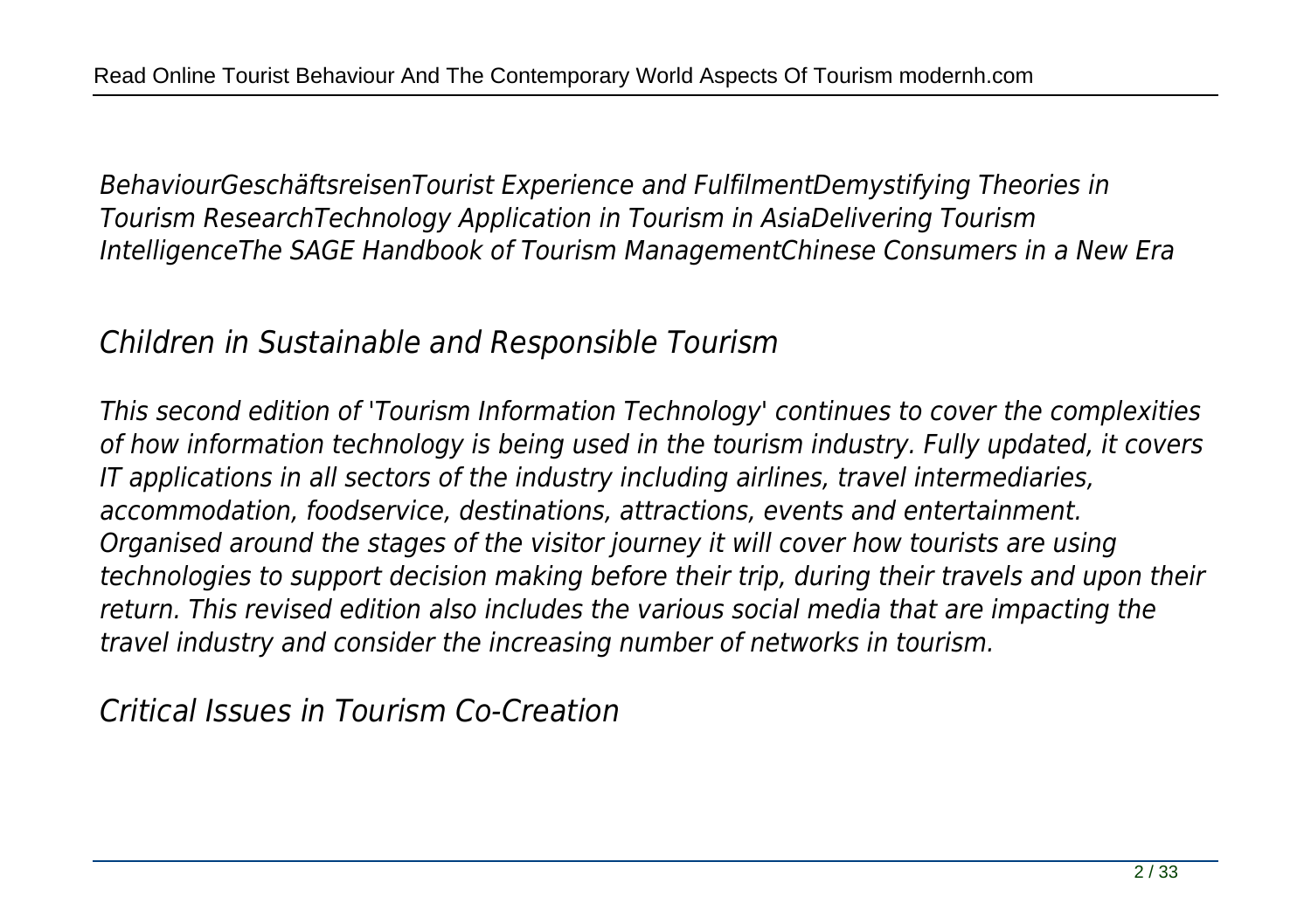*BehaviourGeschäftsreisenTourist Experience and FulfilmentDemystifying Theories in Tourism ResearchTechnology Application in Tourism in AsiaDelivering Tourism IntelligenceThe SAGE Handbook of Tourism ManagementChinese Consumers in a New Era*

## *Children in Sustainable and Responsible Tourism*

*This second edition of 'Tourism Information Technology' continues to cover the complexities of how information technology is being used in the tourism industry. Fully updated, it covers IT applications in all sectors of the industry including airlines, travel intermediaries, accommodation, foodservice, destinations, attractions, events and entertainment. Organised around the stages of the visitor journey it will cover how tourists are using technologies to support decision making before their trip, during their travels and upon their return. This revised edition also includes the various social media that are impacting the travel industry and consider the increasing number of networks in tourism.*

## *Critical Issues in Tourism Co-Creation*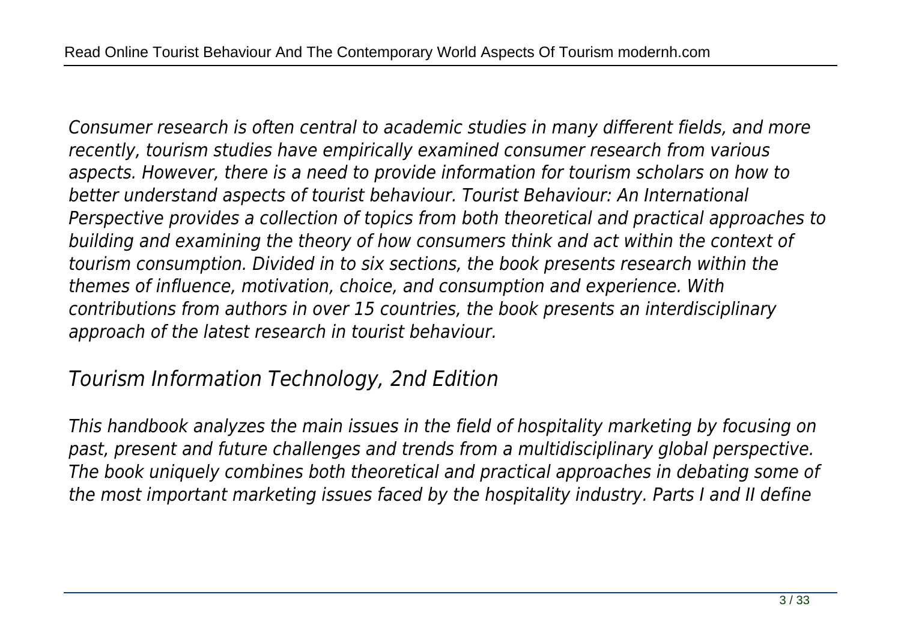*Consumer research is often central to academic studies in many different fields, and more recently, tourism studies have empirically examined consumer research from various aspects. However, there is a need to provide information for tourism scholars on how to better understand aspects of tourist behaviour. Tourist Behaviour: An International Perspective provides a collection of topics from both theoretical and practical approaches to building and examining the theory of how consumers think and act within the context of tourism consumption. Divided in to six sections, the book presents research within the themes of influence, motivation, choice, and consumption and experience. With contributions from authors in over 15 countries, the book presents an interdisciplinary approach of the latest research in tourist behaviour.*

## *Tourism Information Technology, 2nd Edition*

*This handbook analyzes the main issues in the field of hospitality marketing by focusing on past, present and future challenges and trends from a multidisciplinary global perspective. The book uniquely combines both theoretical and practical approaches in debating some of the most important marketing issues faced by the hospitality industry. Parts I and II define*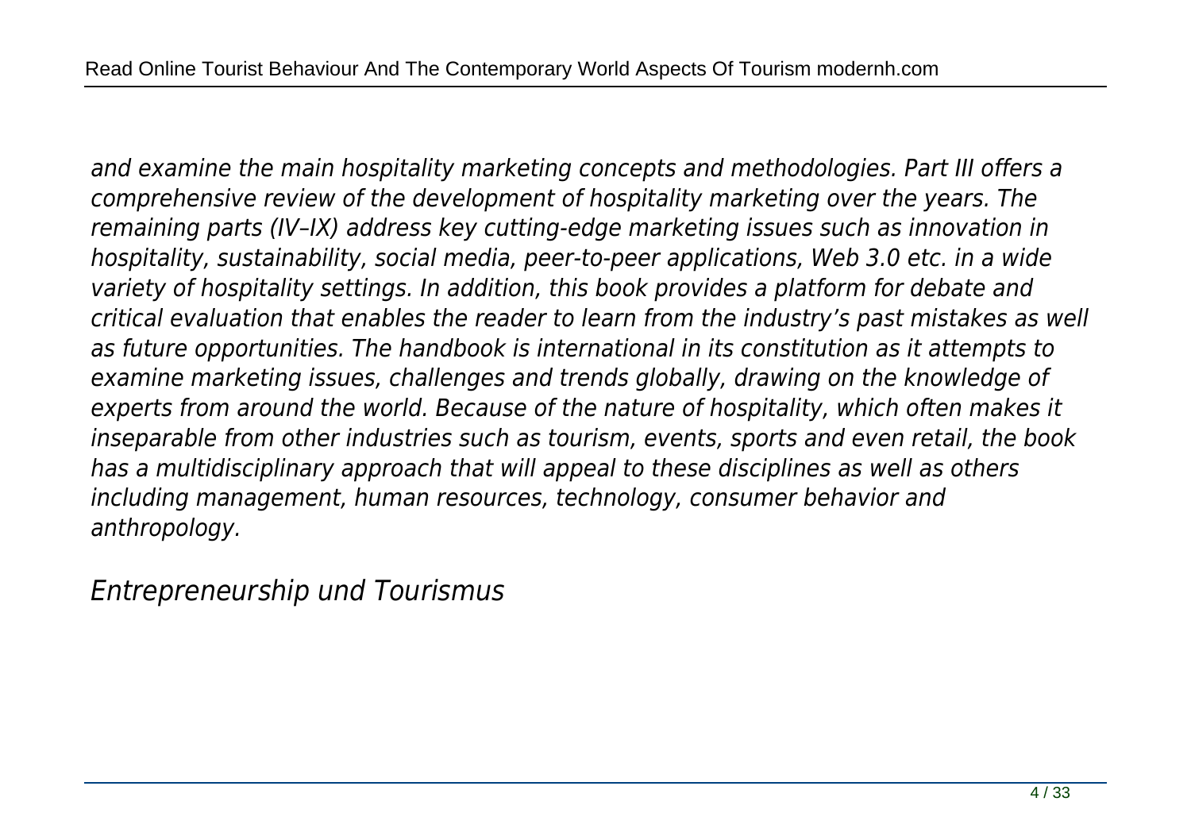*and examine the main hospitality marketing concepts and methodologies. Part III offers a comprehensive review of the development of hospitality marketing over the years. The remaining parts (IV–IX) address key cutting-edge marketing issues such as innovation in hospitality, sustainability, social media, peer-to-peer applications, Web 3.0 etc. in a wide variety of hospitality settings. In addition, this book provides a platform for debate and critical evaluation that enables the reader to learn from the industry's past mistakes as well as future opportunities. The handbook is international in its constitution as it attempts to examine marketing issues, challenges and trends globally, drawing on the knowledge of experts from around the world. Because of the nature of hospitality, which often makes it inseparable from other industries such as tourism, events, sports and even retail, the book has a multidisciplinary approach that will appeal to these disciplines as well as others including management, human resources, technology, consumer behavior and anthropology.*

## *Entrepreneurship und Tourismus*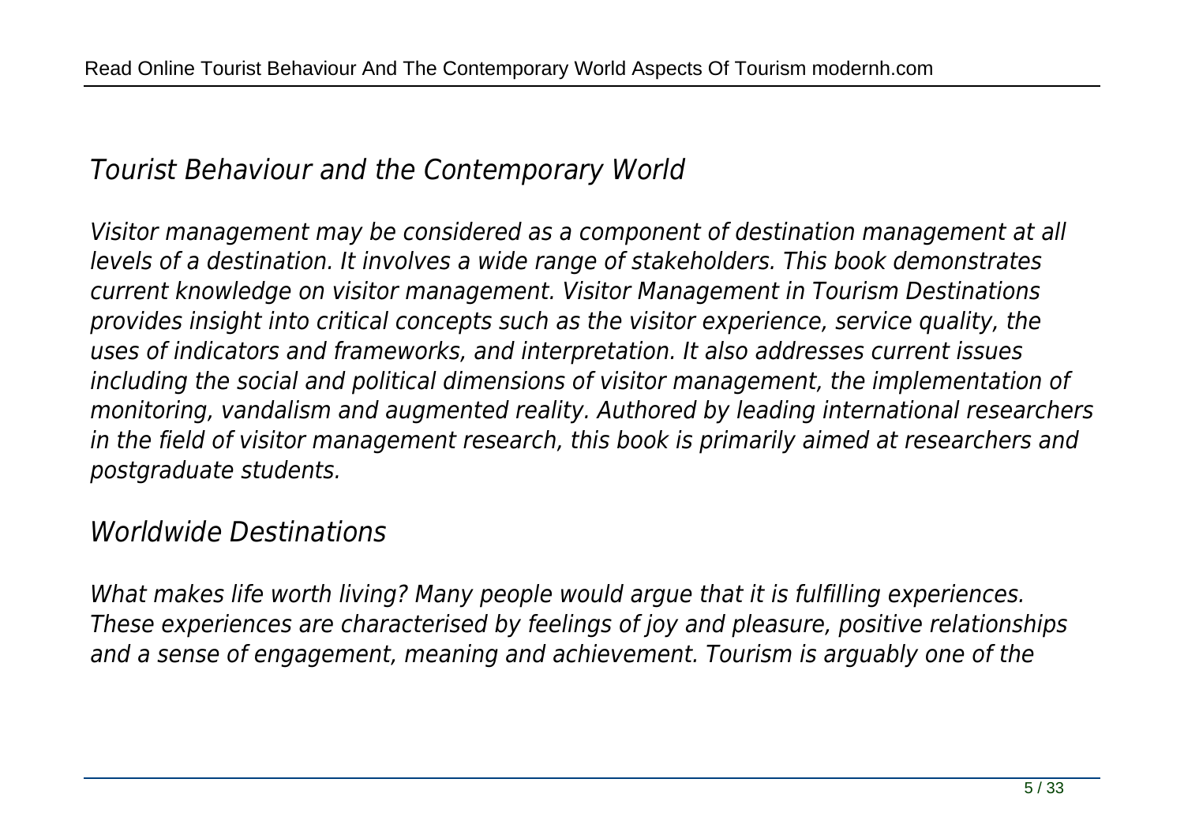## *Tourist Behaviour and the Contemporary World*

*Visitor management may be considered as a component of destination management at all levels of a destination. It involves a wide range of stakeholders. This book demonstrates current knowledge on visitor management. Visitor Management in Tourism Destinations provides insight into critical concepts such as the visitor experience, service quality, the uses of indicators and frameworks, and interpretation. It also addresses current issues including the social and political dimensions of visitor management, the implementation of monitoring, vandalism and augmented reality. Authored by leading international researchers in the field of visitor management research, this book is primarily aimed at researchers and postgraduate students.*

## *Worldwide Destinations*

*What makes life worth living? Many people would argue that it is fulfilling experiences. These experiences are characterised by feelings of joy and pleasure, positive relationships and a sense of engagement, meaning and achievement. Tourism is arguably one of the*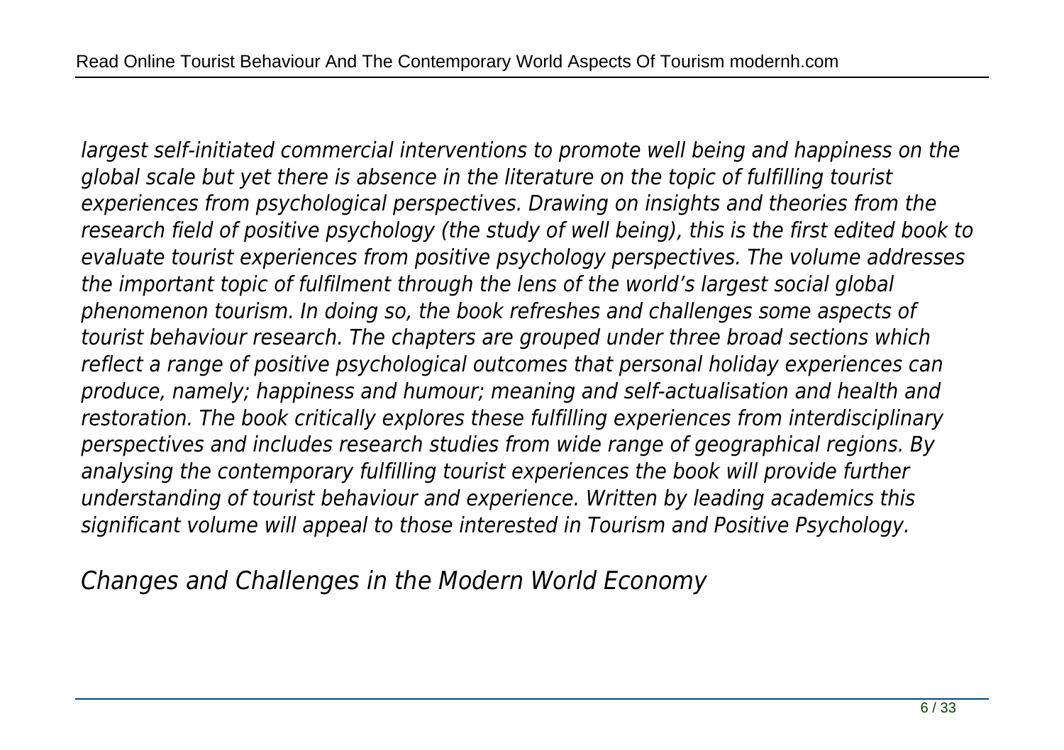*largest self-initiated commercial interventions to promote well being and happiness on the global scale but yet there is absence in the literature on the topic of fulfilling tourist experiences from psychological perspectives. Drawing on insights and theories from the research field of positive psychology (the study of well being), this is the first edited book to evaluate tourist experiences from positive psychology perspectives. The volume addresses the important topic of fulfilment through the lens of the world's largest social global phenomenon tourism. In doing so, the book refreshes and challenges some aspects of tourist behaviour research. The chapters are grouped under three broad sections which reflect a range of positive psychological outcomes that personal holiday experiences can produce, namely; happiness and humour; meaning and self-actualisation and health and restoration. The book critically explores these fulfilling experiences from interdisciplinary perspectives and includes research studies from wide range of geographical regions. By analysing the contemporary fulfilling tourist experiences the book will provide further understanding of tourist behaviour and experience. Written by leading academics this significant volume will appeal to those interested in Tourism and Positive Psychology.*

## *Changes and Challenges in the Modern World Economy*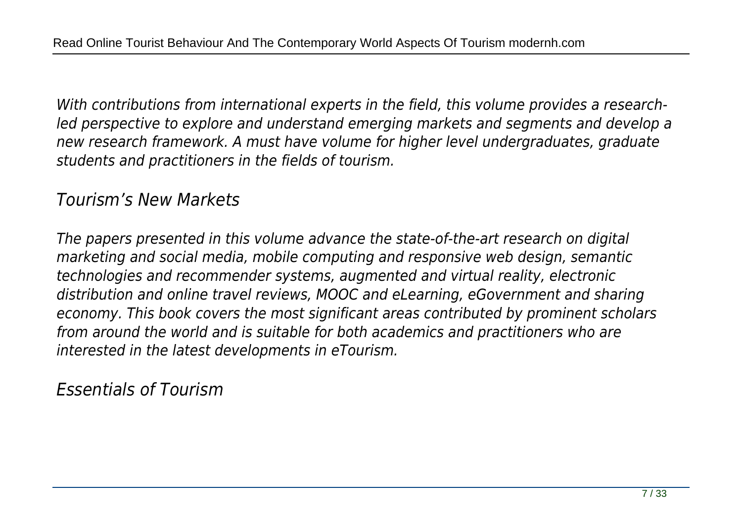*With contributions from international experts in the field, this volume provides a research-led perspective to explore and understand emerging markets and segments and develop a new research framework. A must have volume for higher level undergraduates, graduate students and practitioners in the fields of tourism.*

## *Tourism's New Markets*

*The papers presented in this volume advance the state-of-the-art research on digital marketing and social media, mobile computing and responsive web design, semantic technologies and recommender systems, augmented and virtual reality, electronic distribution and online travel reviews, MOOC and eLearning, eGovernment and sharing economy. This book covers the most significant areas contributed by prominent scholars from around the world and is suitable for both academics and practitioners who are interested in the latest developments in eTourism.*

## *Essentials of Tourism*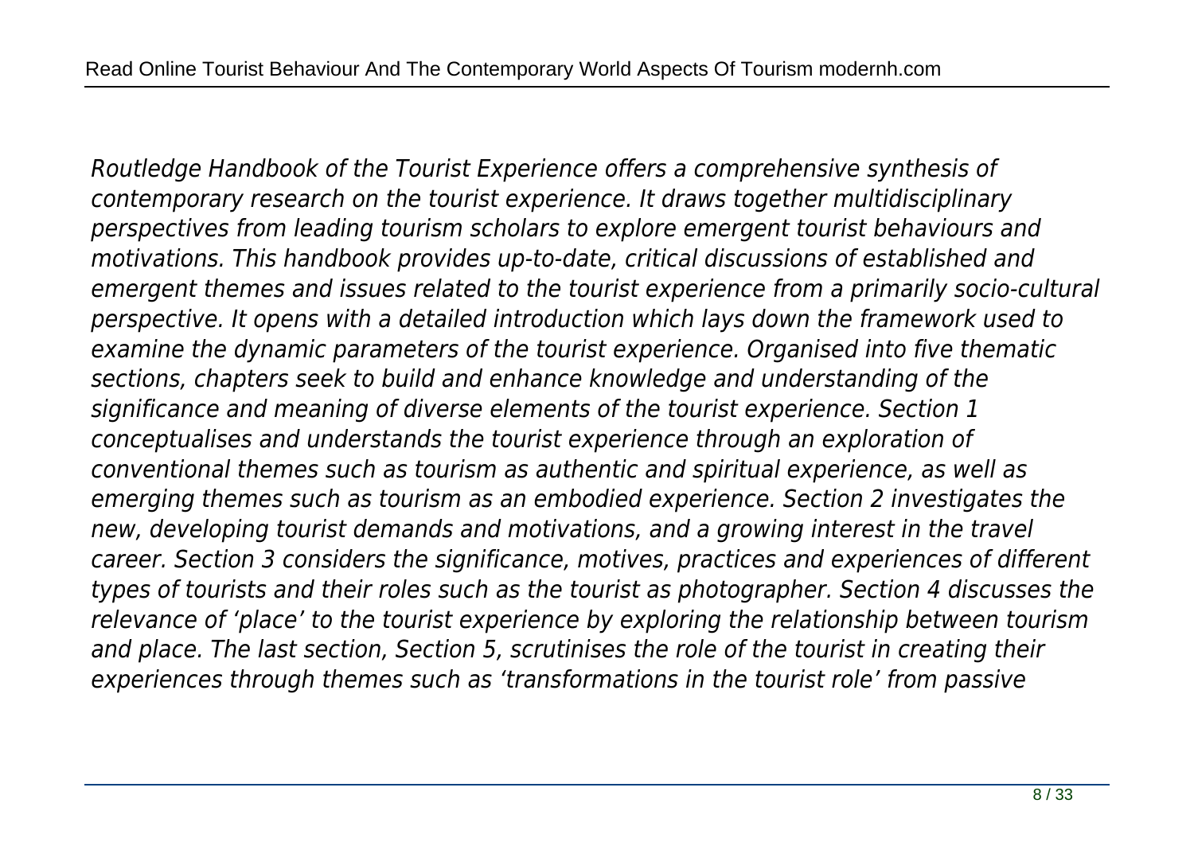*Routledge Handbook of the Tourist Experience offers a comprehensive synthesis of contemporary research on the tourist experience. It draws together multidisciplinary perspectives from leading tourism scholars to explore emergent tourist behaviours and motivations. This handbook provides up-to-date, critical discussions of established and emergent themes and issues related to the tourist experience from a primarily socio-cultural perspective. It opens with a detailed introduction which lays down the framework used to examine the dynamic parameters of the tourist experience. Organised into five thematic sections, chapters seek to build and enhance knowledge and understanding of the significance and meaning of diverse elements of the tourist experience. Section 1 conceptualises and understands the tourist experience through an exploration of conventional themes such as tourism as authentic and spiritual experience, as well as emerging themes such as tourism as an embodied experience. Section 2 investigates the new, developing tourist demands and motivations, and a growing interest in the travel career. Section 3 considers the significance, motives, practices and experiences of different types of tourists and their roles such as the tourist as photographer. Section 4 discusses the relevance of 'place' to the tourist experience by exploring the relationship between tourism and place. The last section, Section 5, scrutinises the role of the tourist in creating their experiences through themes such as 'transformations in the tourist role' from passive*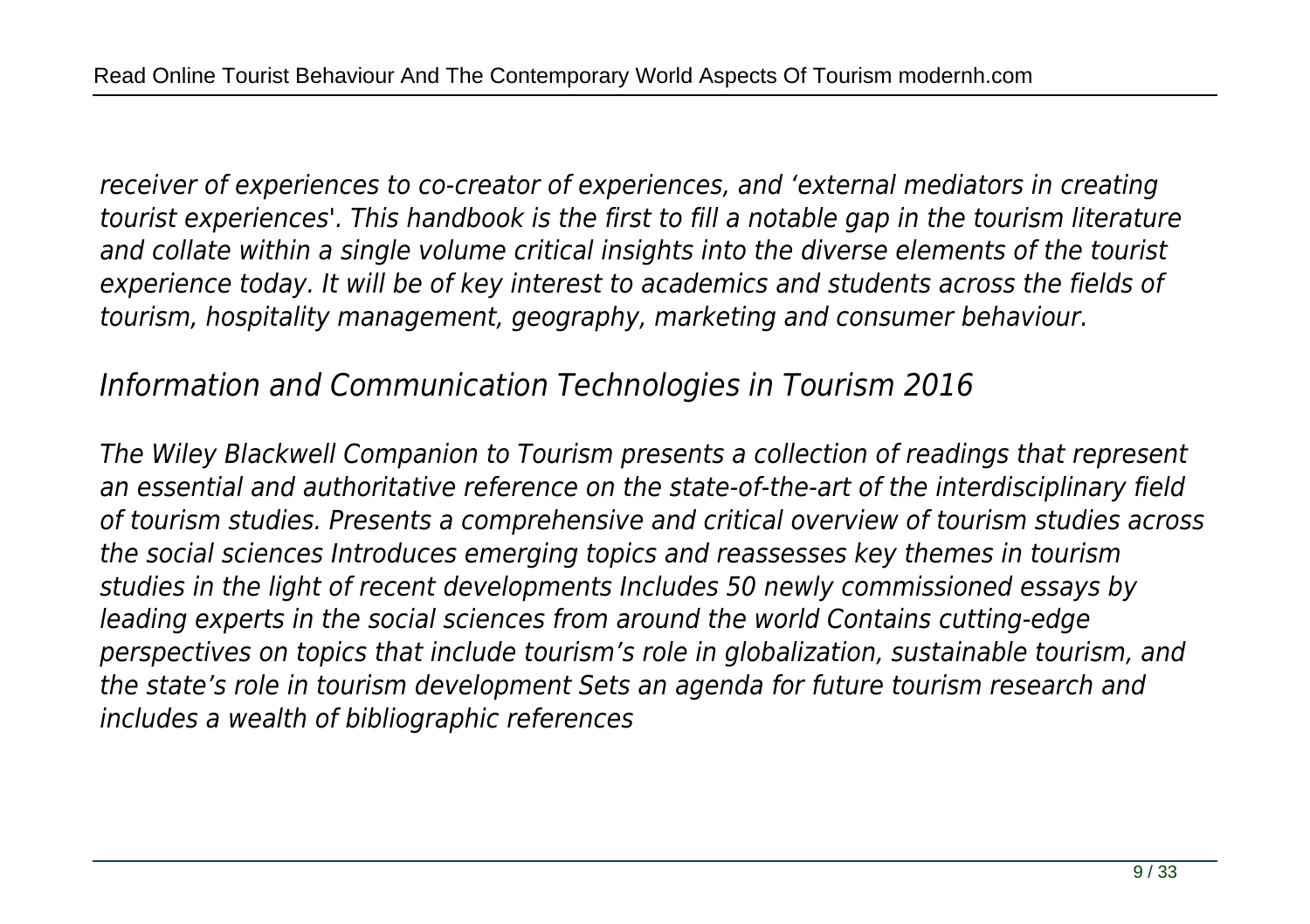*receiver of experiences to co-creator of experiences, and 'external mediators in creating tourist experiences'. This handbook is the first to fill a notable gap in the tourism literature and collate within a single volume critical insights into the diverse elements of the tourist experience today. It will be of key interest to academics and students across the fields of tourism, hospitality management, geography, marketing and consumer behaviour.*

## *Information and Communication Technologies in Tourism 2016*

*The Wiley Blackwell Companion to Tourism presents a collection of readings that represent an essential and authoritative reference on the state-of-the-art of the interdisciplinary field of tourism studies. Presents a comprehensive and critical overview of tourism studies across the social sciences Introduces emerging topics and reassesses key themes in tourism studies in the light of recent developments Includes 50 newly commissioned essays by leading experts in the social sciences from around the world Contains cutting-edge perspectives on topics that include tourism's role in globalization, sustainable tourism, and the state's role in tourism development Sets an agenda for future tourism research and includes a wealth of bibliographic references*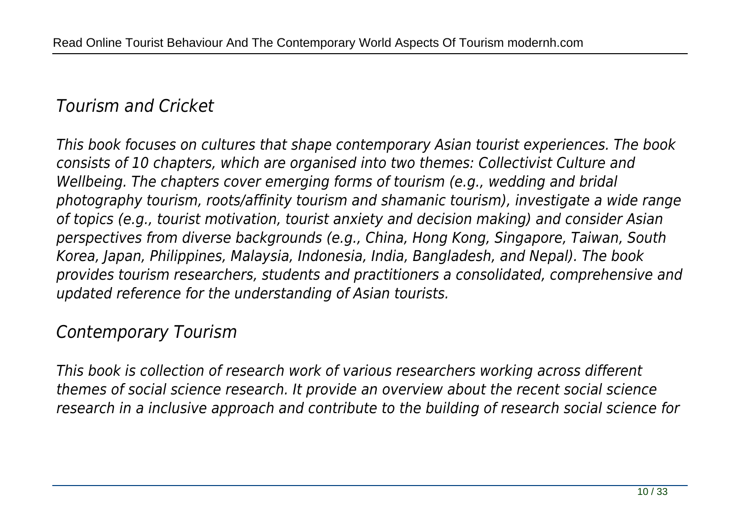## *Tourism and Cricket*

*This book focuses on cultures that shape contemporary Asian tourist experiences. The book consists of 10 chapters, which are organised into two themes: Collectivist Culture and Wellbeing. The chapters cover emerging forms of tourism (e.g., wedding and bridal photography tourism, roots/affinity tourism and shamanic tourism), investigate a wide range of topics (e.g., tourist motivation, tourist anxiety and decision making) and consider Asian perspectives from diverse backgrounds (e.g., China, Hong Kong, Singapore, Taiwan, South Korea, Japan, Philippines, Malaysia, Indonesia, India, Bangladesh, and Nepal). The book provides tourism researchers, students and practitioners a consolidated, comprehensive and updated reference for the understanding of Asian tourists.*

## *Contemporary Tourism*

*This book is collection of research work of various researchers working across different themes of social science research. It provide an overview about the recent social science research in a inclusive approach and contribute to the building of research social science for*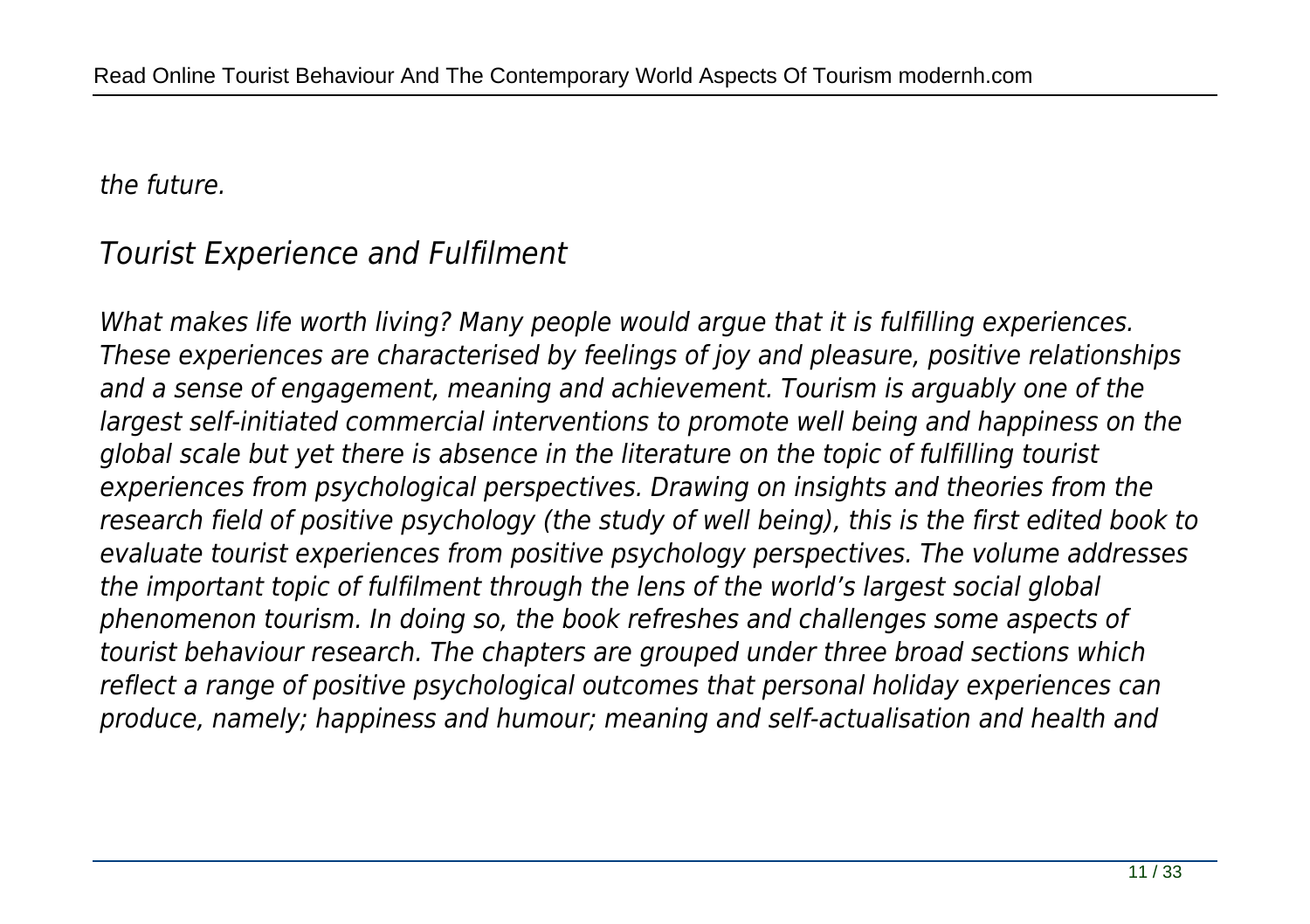*the future.*

## *Tourist Experience and Fulfilment*

*What makes life worth living? Many people would argue that it is fulfilling experiences. These experiences are characterised by feelings of joy and pleasure, positive relationships and a sense of engagement, meaning and achievement. Tourism is arguably one of the largest self-initiated commercial interventions to promote well being and happiness on the global scale but yet there is absence in the literature on the topic of fulfilling tourist experiences from psychological perspectives. Drawing on insights and theories from the research field of positive psychology (the study of well being), this is the first edited book to evaluate tourist experiences from positive psychology perspectives. The volume addresses the important topic of fulfilment through the lens of the world's largest social global phenomenon tourism. In doing so, the book refreshes and challenges some aspects of tourist behaviour research. The chapters are grouped under three broad sections which reflect a range of positive psychological outcomes that personal holiday experiences can produce, namely; happiness and humour; meaning and self-actualisation and health and*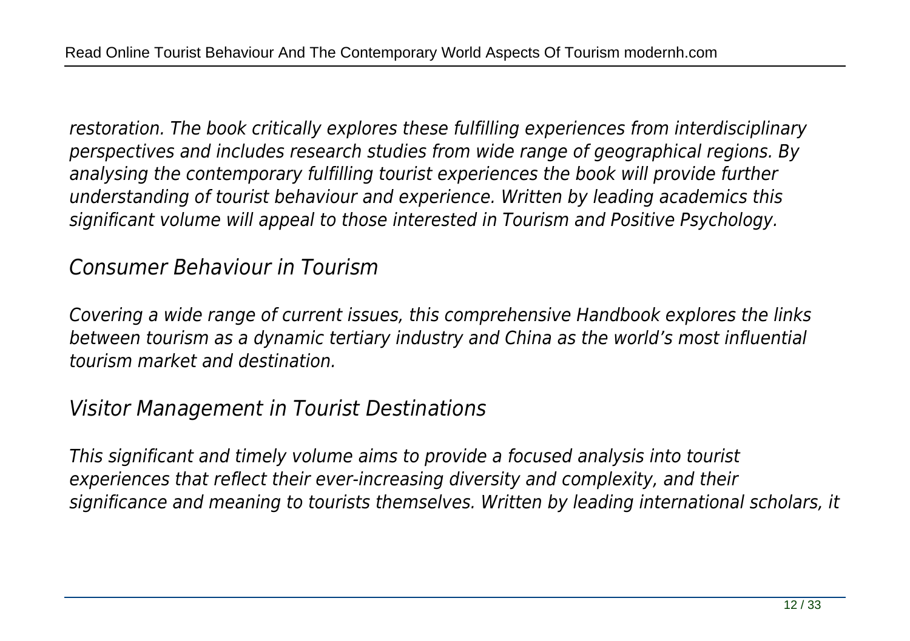*restoration. The book critically explores these fulfilling experiences from interdisciplinary perspectives and includes research studies from wide range of geographical regions. By analysing the contemporary fulfilling tourist experiences the book will provide further understanding of tourist behaviour and experience. Written by leading academics this significant volume will appeal to those interested in Tourism and Positive Psychology.*

## *Consumer Behaviour in Tourism*

*Covering a wide range of current issues, this comprehensive Handbook explores the links between tourism as a dynamic tertiary industry and China as the world's most influential tourism market and destination.*

## *Visitor Management in Tourist Destinations*

*This significant and timely volume aims to provide a focused analysis into tourist experiences that reflect their ever-increasing diversity and complexity, and their significance and meaning to tourists themselves. Written by leading international scholars, it*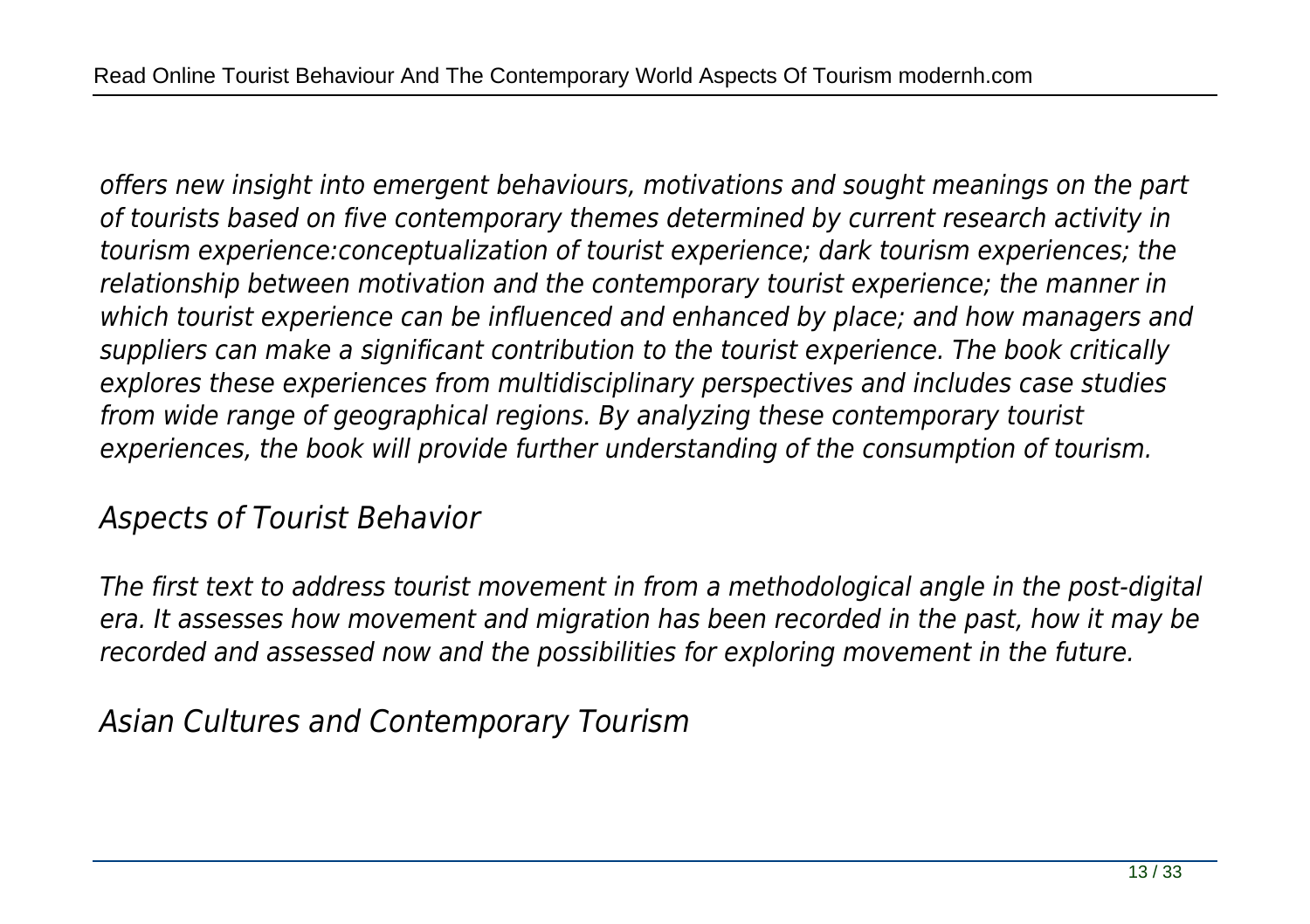*offers new insight into emergent behaviours, motivations and sought meanings on the part of tourists based on five contemporary themes determined by current research activity in tourism experience:conceptualization of tourist experience; dark tourism experiences; the relationship between motivation and the contemporary tourist experience; the manner in which tourist experience can be influenced and enhanced by place; and how managers and suppliers can make a significant contribution to the tourist experience. The book critically explores these experiences from multidisciplinary perspectives and includes case studies from wide range of geographical regions. By analyzing these contemporary tourist experiences, the book will provide further understanding of the consumption of tourism.*

## *Aspects of Tourist Behavior*

*The first text to address tourist movement in from a methodological angle in the post-digital era. It assesses how movement and migration has been recorded in the past, how it may be recorded and assessed now and the possibilities for exploring movement in the future.*

## *Asian Cultures and Contemporary Tourism*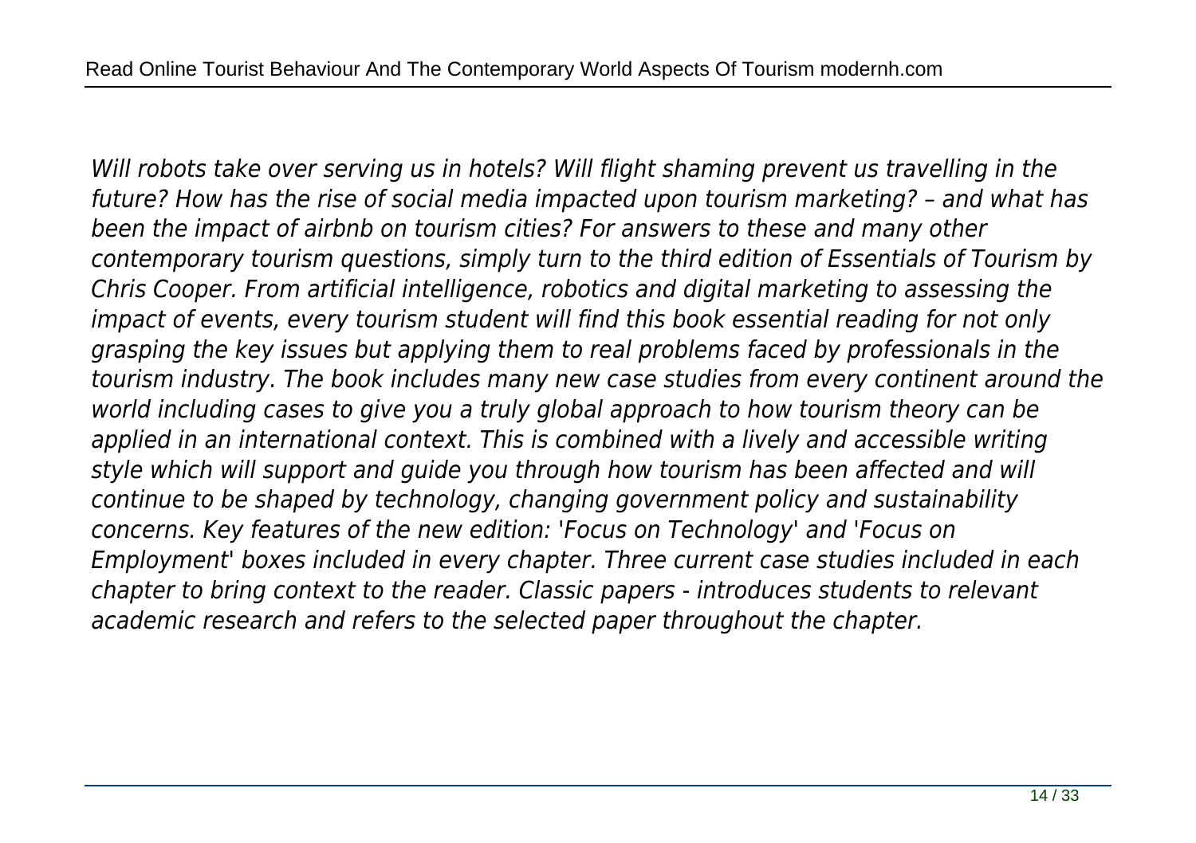*Will robots take over serving us in hotels? Will flight shaming prevent us travelling in the future? How has the rise of social media impacted upon tourism marketing? – and what has been the impact of airbnb on tourism cities? For answers to these and many other contemporary tourism questions, simply turn to the third edition of Essentials of Tourism by Chris Cooper. From artificial intelligence, robotics and digital marketing to assessing the impact of events, every tourism student will find this book essential reading for not only grasping the key issues but applying them to real problems faced by professionals in the tourism industry. The book includes many new case studies from every continent around the world including cases to give you a truly global approach to how tourism theory can be applied in an international context. This is combined with a lively and accessible writing style which will support and guide you through how tourism has been affected and will continue to be shaped by technology, changing government policy and sustainability concerns. Key features of the new edition: 'Focus on Technology' and 'Focus on Employment' boxes included in every chapter. Three current case studies included in each chapter to bring context to the reader. Classic papers - introduces students to relevant academic research and refers to the selected paper throughout the chapter.*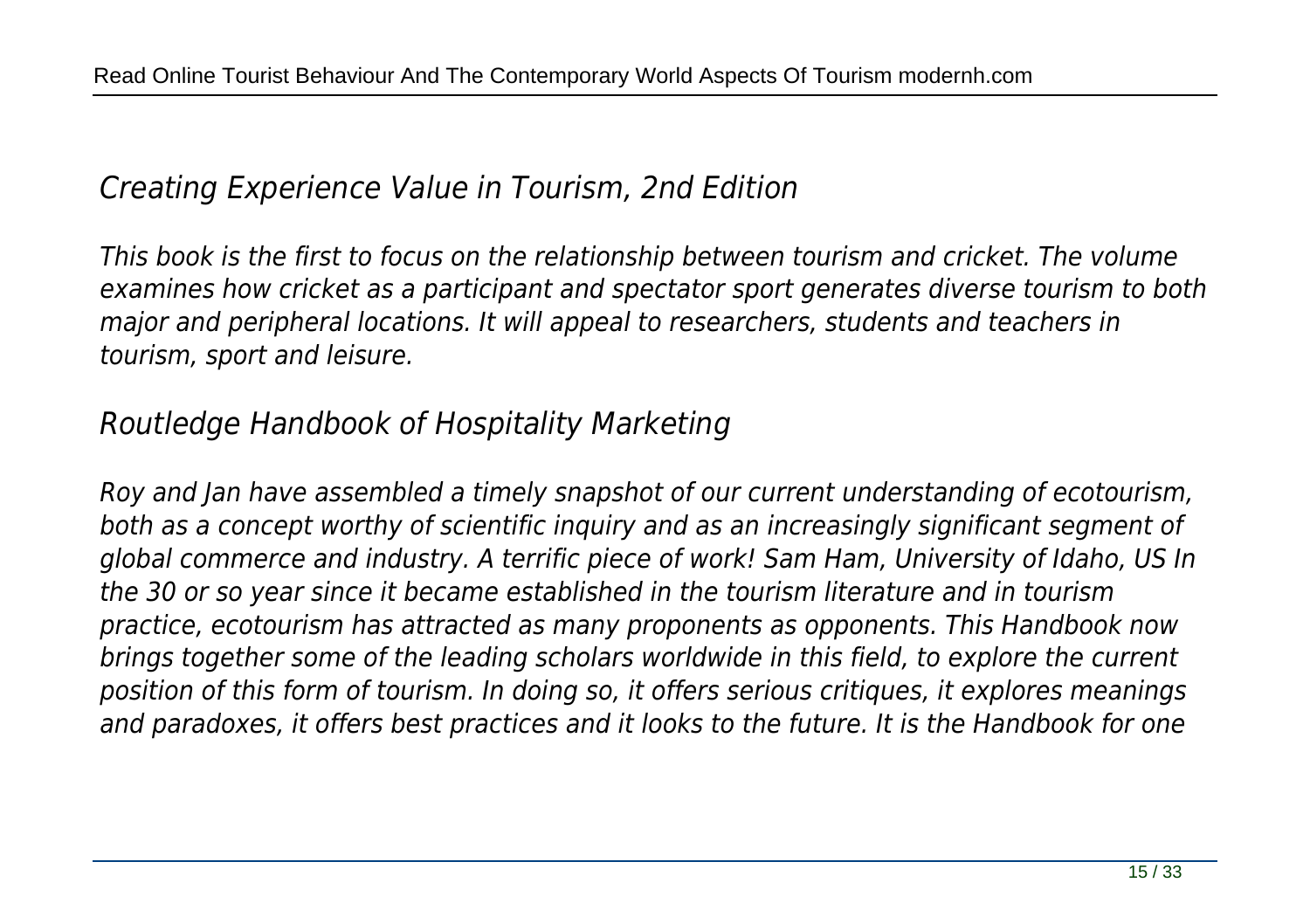## *Creating Experience Value in Tourism, 2nd Edition*

*This book is the first to focus on the relationship between tourism and cricket. The volume examines how cricket as a participant and spectator sport generates diverse tourism to both major and peripheral locations. It will appeal to researchers, students and teachers in tourism, sport and leisure.*

## *Routledge Handbook of Hospitality Marketing*

*Roy and Jan have assembled a timely snapshot of our current understanding of ecotourism, both as a concept worthy of scientific inquiry and as an increasingly significant segment of global commerce and industry. A terrific piece of work! Sam Ham, University of Idaho, US In the 30 or so year since it became established in the tourism literature and in tourism practice, ecotourism has attracted as many proponents as opponents. This Handbook now brings together some of the leading scholars worldwide in this field, to explore the current position of this form of tourism. In doing so, it offers serious critiques, it explores meanings and paradoxes, it offers best practices and it looks to the future. It is the Handbook for one*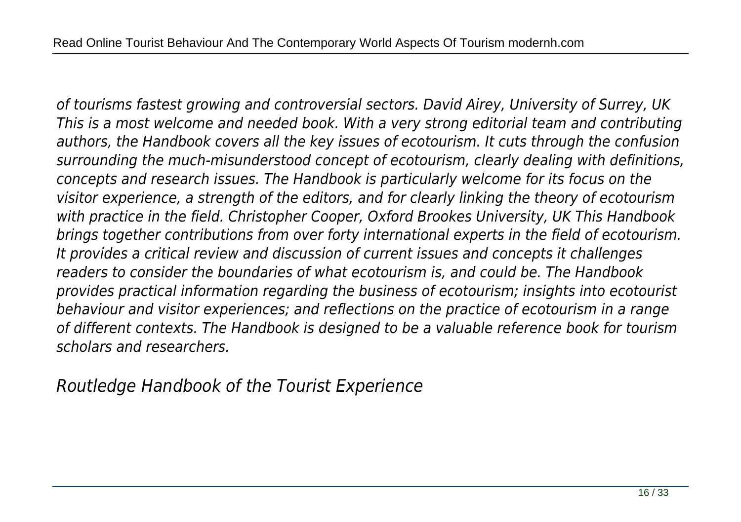*of tourisms fastest growing and controversial sectors. David Airey, University of Surrey, UK This is a most welcome and needed book. With a very strong editorial team and contributing authors, the Handbook covers all the key issues of ecotourism. It cuts through the confusion surrounding the much-misunderstood concept of ecotourism, clearly dealing with definitions, concepts and research issues. The Handbook is particularly welcome for its focus on the visitor experience, a strength of the editors, and for clearly linking the theory of ecotourism with practice in the field. Christopher Cooper, Oxford Brookes University, UK This Handbook brings together contributions from over forty international experts in the field of ecotourism. It provides a critical review and discussion of current issues and concepts it challenges readers to consider the boundaries of what ecotourism is, and could be. The Handbook provides practical information regarding the business of ecotourism; insights into ecotourist behaviour and visitor experiences; and reflections on the practice of ecotourism in a range of different contexts. The Handbook is designed to be a valuable reference book for tourism scholars and researchers.*

## *Routledge Handbook of the Tourist Experience*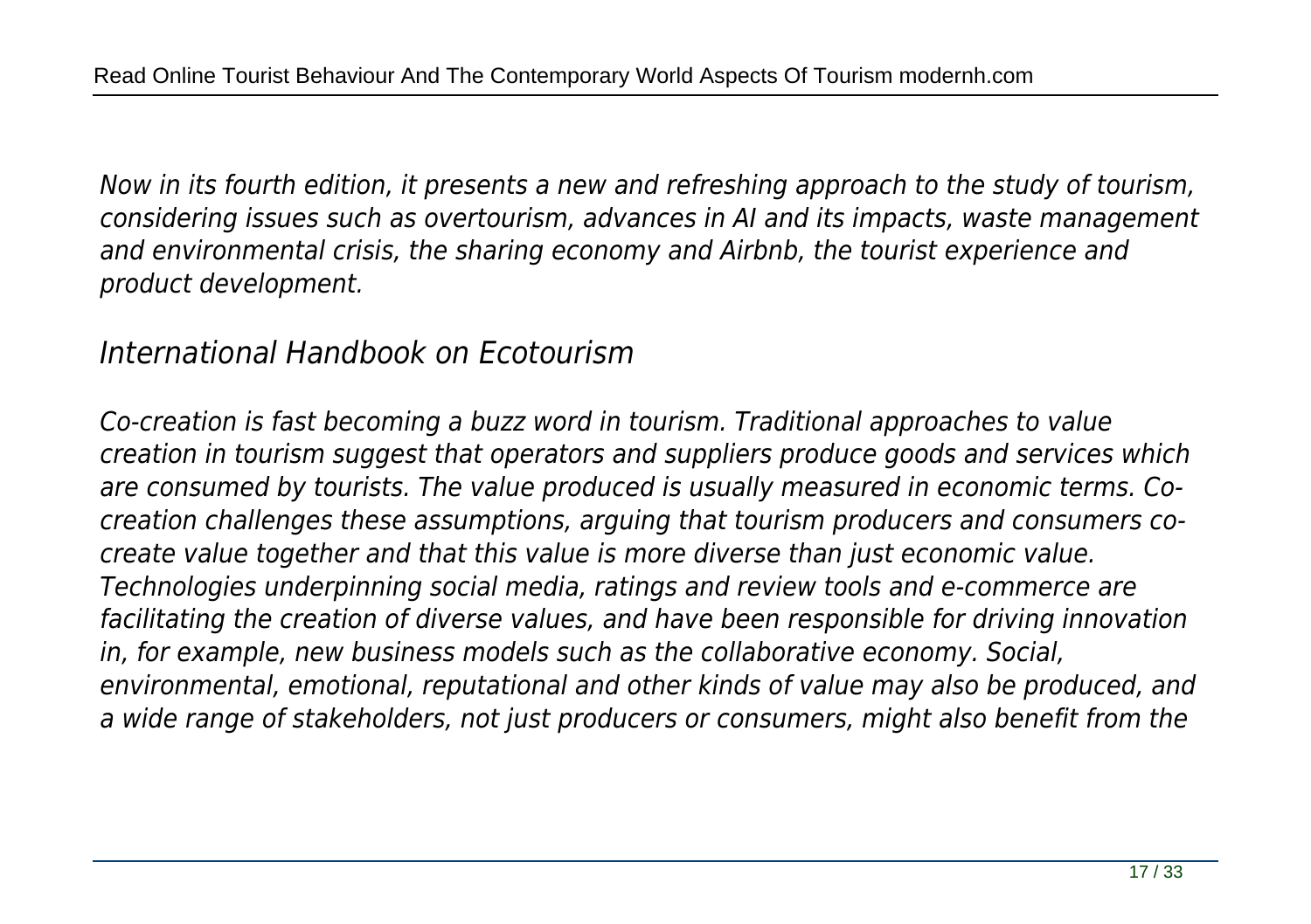*Now in its fourth edition, it presents a new and refreshing approach to the study of tourism, considering issues such as overtourism, advances in AI and its impacts, waste management and environmental crisis, the sharing economy and Airbnb, the tourist experience and product development.*

## *International Handbook on Ecotourism*

*Co-creation is fast becoming a buzz word in tourism. Traditional approaches to value creation in tourism suggest that operators and suppliers produce goods and services which are consumed by tourists. The value produced is usually measured in economic terms. Co-creation challenges these assumptions, arguing that tourism producers and consumers co-create value together and that this value is more diverse than just economic value. Technologies underpinning social media, ratings and review tools and e-commerce are facilitating the creation of diverse values, and have been responsible for driving innovation in, for example, new business models such as the collaborative economy. Social, environmental, emotional, reputational and other kinds of value may also be produced, and a wide range of stakeholders, not just producers or consumers, might also benefit from the*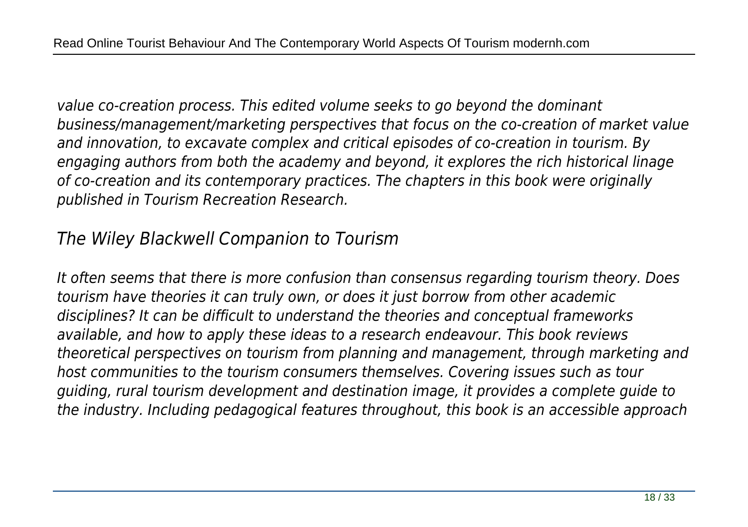*value co-creation process. This edited volume seeks to go beyond the dominant business/management/marketing perspectives that focus on the co-creation of market value and innovation, to excavate complex and critical episodes of co-creation in tourism. By engaging authors from both the academy and beyond, it explores the rich historical linage of co-creation and its contemporary practices. The chapters in this book were originally published in Tourism Recreation Research.*

## *The Wiley Blackwell Companion to Tourism*

*It often seems that there is more confusion than consensus regarding tourism theory. Does tourism have theories it can truly own, or does it just borrow from other academic disciplines? It can be difficult to understand the theories and conceptual frameworks available, and how to apply these ideas to a research endeavour. This book reviews theoretical perspectives on tourism from planning and management, through marketing and host communities to the tourism consumers themselves. Covering issues such as tour guiding, rural tourism development and destination image, it provides a complete guide to the industry. Including pedagogical features throughout, this book is an accessible approach*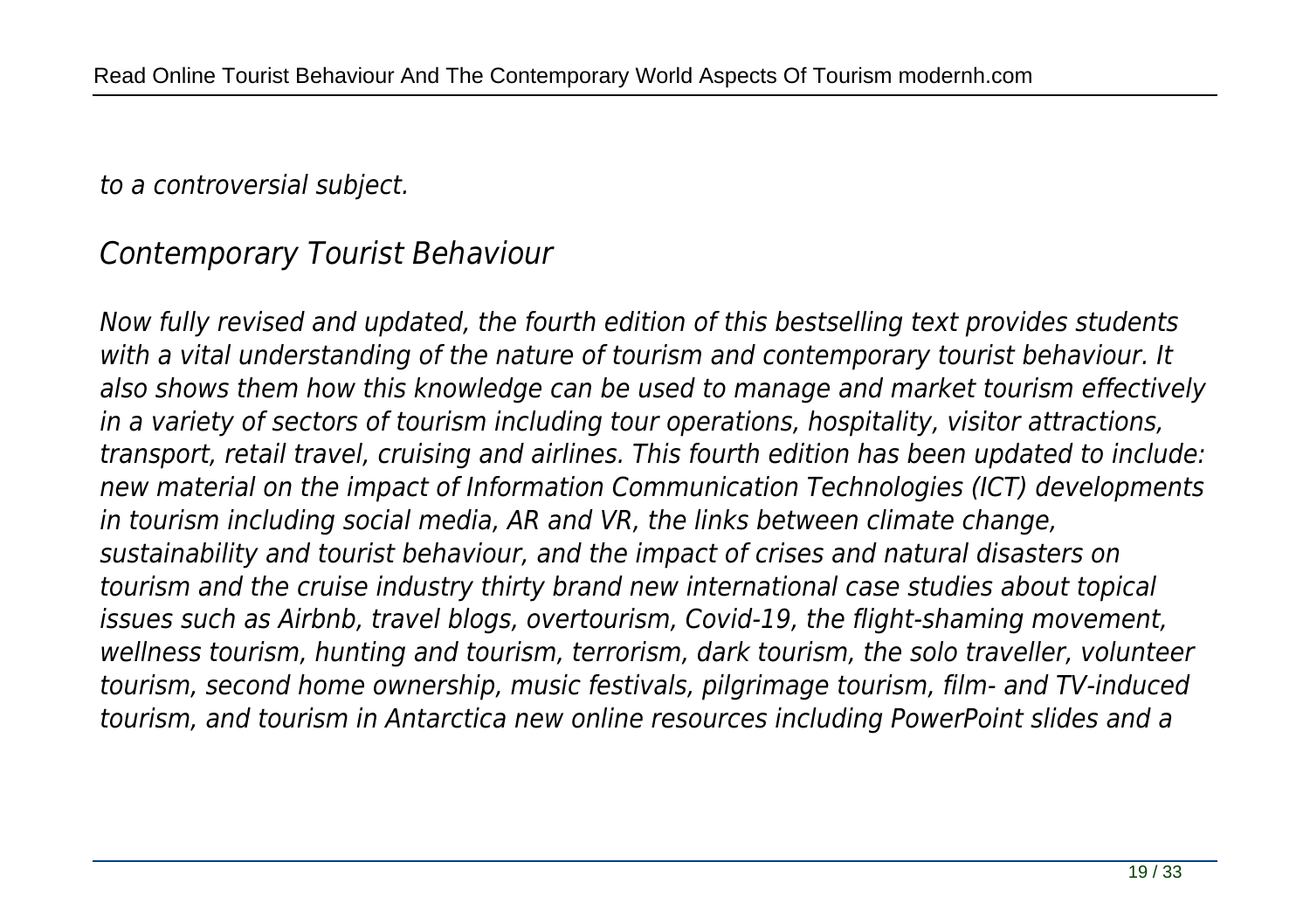*to a controversial subject.*

## *Contemporary Tourist Behaviour*

*Now fully revised and updated, the fourth edition of this bestselling text provides students with a vital understanding of the nature of tourism and contemporary tourist behaviour. It also shows them how this knowledge can be used to manage and market tourism effectively in a variety of sectors of tourism including tour operations, hospitality, visitor attractions, transport, retail travel, cruising and airlines. This fourth edition has been updated to include: new material on the impact of Information Communication Technologies (ICT) developments in tourism including social media, AR and VR, the links between climate change, sustainability and tourist behaviour, and the impact of crises and natural disasters on tourism and the cruise industry thirty brand new international case studies about topical issues such as Airbnb, travel blogs, overtourism, Covid-19, the flight-shaming movement, wellness tourism, hunting and tourism, terrorism, dark tourism, the solo traveller, volunteer tourism, second home ownership, music festivals, pilgrimage tourism, film- and TV-induced tourism, and tourism in Antarctica new online resources including PowerPoint slides and a*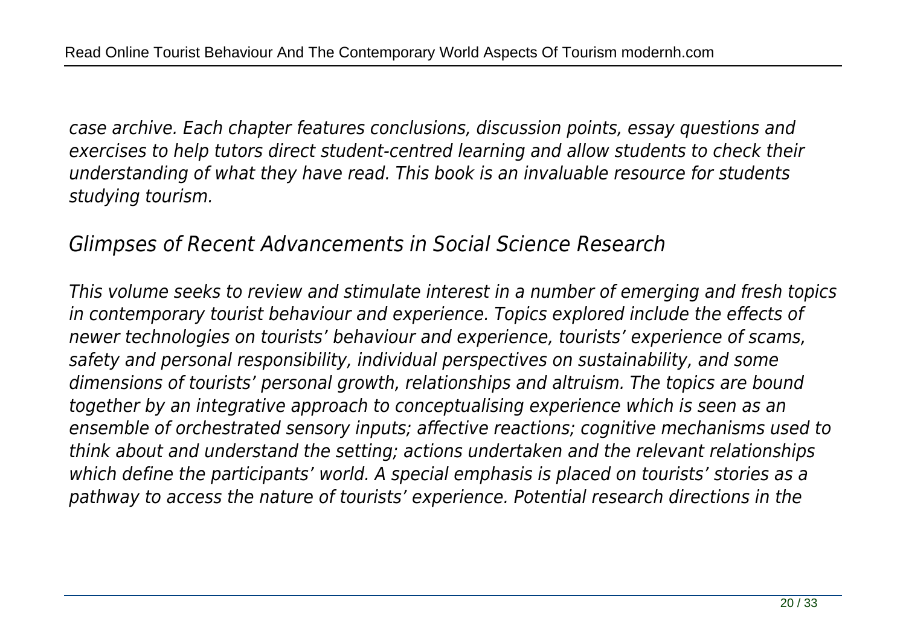*case archive. Each chapter features conclusions, discussion points, essay questions and exercises to help tutors direct student-centred learning and allow students to check their understanding of what they have read. This book is an invaluable resource for students studying tourism.*

## *Glimpses of Recent Advancements in Social Science Research*

*This volume seeks to review and stimulate interest in a number of emerging and fresh topics in contemporary tourist behaviour and experience. Topics explored include the effects of newer technologies on tourists' behaviour and experience, tourists' experience of scams, safety and personal responsibility, individual perspectives on sustainability, and some dimensions of tourists' personal growth, relationships and altruism. The topics are bound together by an integrative approach to conceptualising experience which is seen as an ensemble of orchestrated sensory inputs; affective reactions; cognitive mechanisms used to think about and understand the setting; actions undertaken and the relevant relationships which define the participants' world. A special emphasis is placed on tourists' stories as a pathway to access the nature of tourists' experience. Potential research directions in the*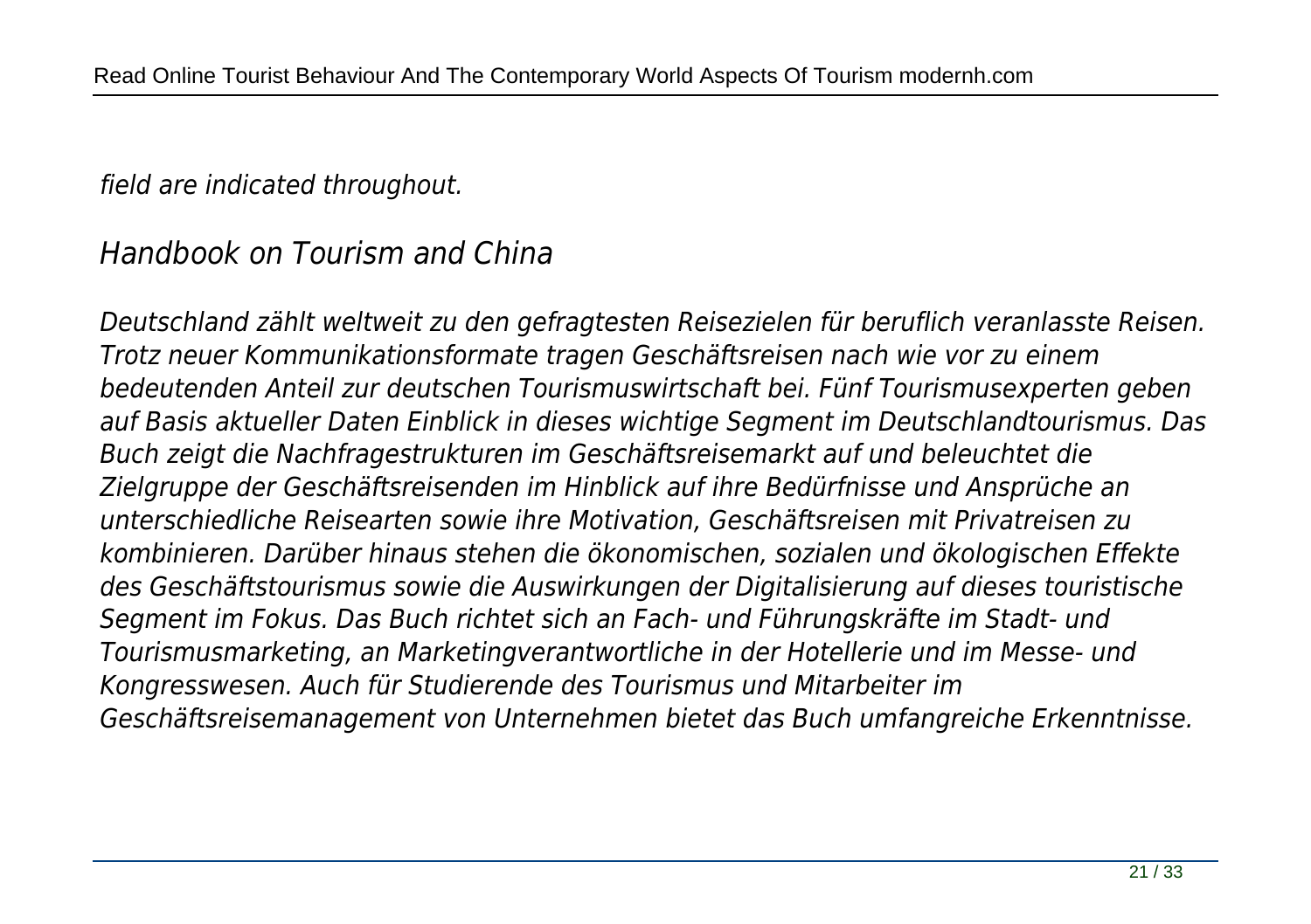*field are indicated throughout.*

## *Handbook on Tourism and China*

*Deutschland zählt weltweit zu den gefragtesten Reisezielen für beruflich veranlasste Reisen. Trotz neuer Kommunikationsformate tragen Geschäftsreisen nach wie vor zu einem bedeutenden Anteil zur deutschen Tourismuswirtschaft bei. Fünf Tourismusexperten geben auf Basis aktueller Daten Einblick in dieses wichtige Segment im Deutschlandtourismus. Das Buch zeigt die Nachfragestrukturen im Geschäftsreisemarkt auf und beleuchtet die Zielgruppe der Geschäftsreisenden im Hinblick auf ihre Bedürfnisse und Ansprüche an unterschiedliche Reisearten sowie ihre Motivation, Geschäftsreisen mit Privatreisen zu kombinieren. Darüber hinaus stehen die ökonomischen, sozialen und ökologischen Effekte des Geschäftstourismus sowie die Auswirkungen der Digitalisierung auf dieses touristische Segment im Fokus. Das Buch richtet sich an Fach- und Führungskräfte im Stadt- und Tourismusmarketing, an Marketingverantwortliche in der Hotellerie und im Messe- und Kongresswesen. Auch für Studierende des Tourismus und Mitarbeiter im Geschäftsreisemanagement von Unternehmen bietet das Buch umfangreiche Erkenntnisse.*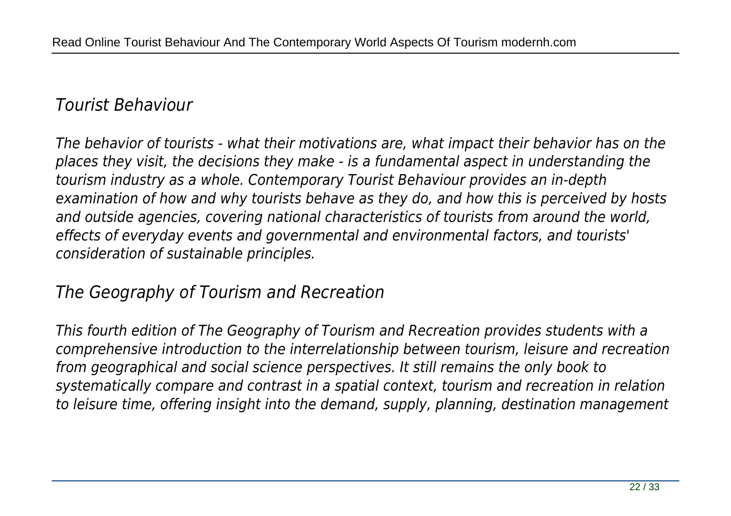## *Tourist Behaviour*

*The behavior of tourists - what their motivations are, what impact their behavior has on the places they visit, the decisions they make - is a fundamental aspect in understanding the tourism industry as a whole. Contemporary Tourist Behaviour provides an in-depth examination of how and why tourists behave as they do, and how this is perceived by hosts and outside agencies, covering national characteristics of tourists from around the world, effects of everyday events and governmental and environmental factors, and tourists' consideration of sustainable principles.*

## *The Geography of Tourism and Recreation*

*This fourth edition of The Geography of Tourism and Recreation provides students with a comprehensive introduction to the interrelationship between tourism, leisure and recreation from geographical and social science perspectives. It still remains the only book to systematically compare and contrast in a spatial context, tourism and recreation in relation to leisure time, offering insight into the demand, supply, planning, destination management*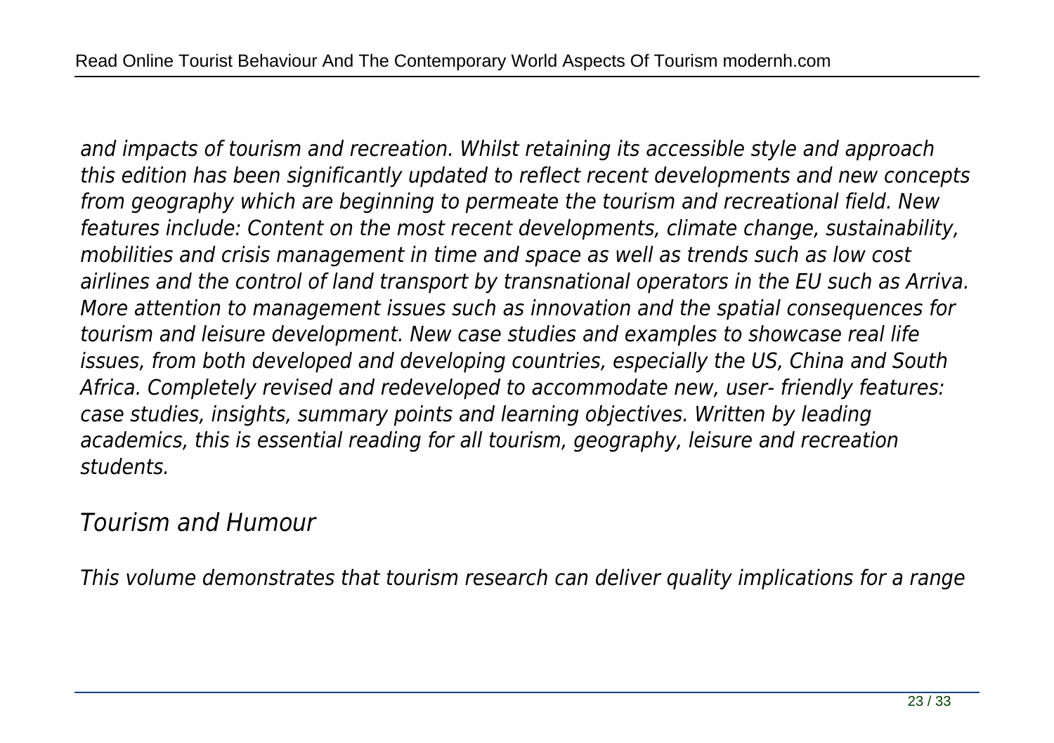*and impacts of tourism and recreation. Whilst retaining its accessible style and approach this edition has been significantly updated to reflect recent developments and new concepts from geography which are beginning to permeate the tourism and recreational field. New features include: Content on the most recent developments, climate change, sustainability, mobilities and crisis management in time and space as well as trends such as low cost airlines and the control of land transport by transnational operators in the EU such as Arriva. More attention to management issues such as innovation and the spatial consequences for tourism and leisure development. New case studies and examples to showcase real life issues, from both developed and developing countries, especially the US, China and South Africa. Completely revised and redeveloped to accommodate new, user- friendly features: case studies, insights, summary points and learning objectives. Written by leading academics, this is essential reading for all tourism, geography, leisure and recreation students.*

## *Tourism and Humour*

*This volume demonstrates that tourism research can deliver quality implications for a range*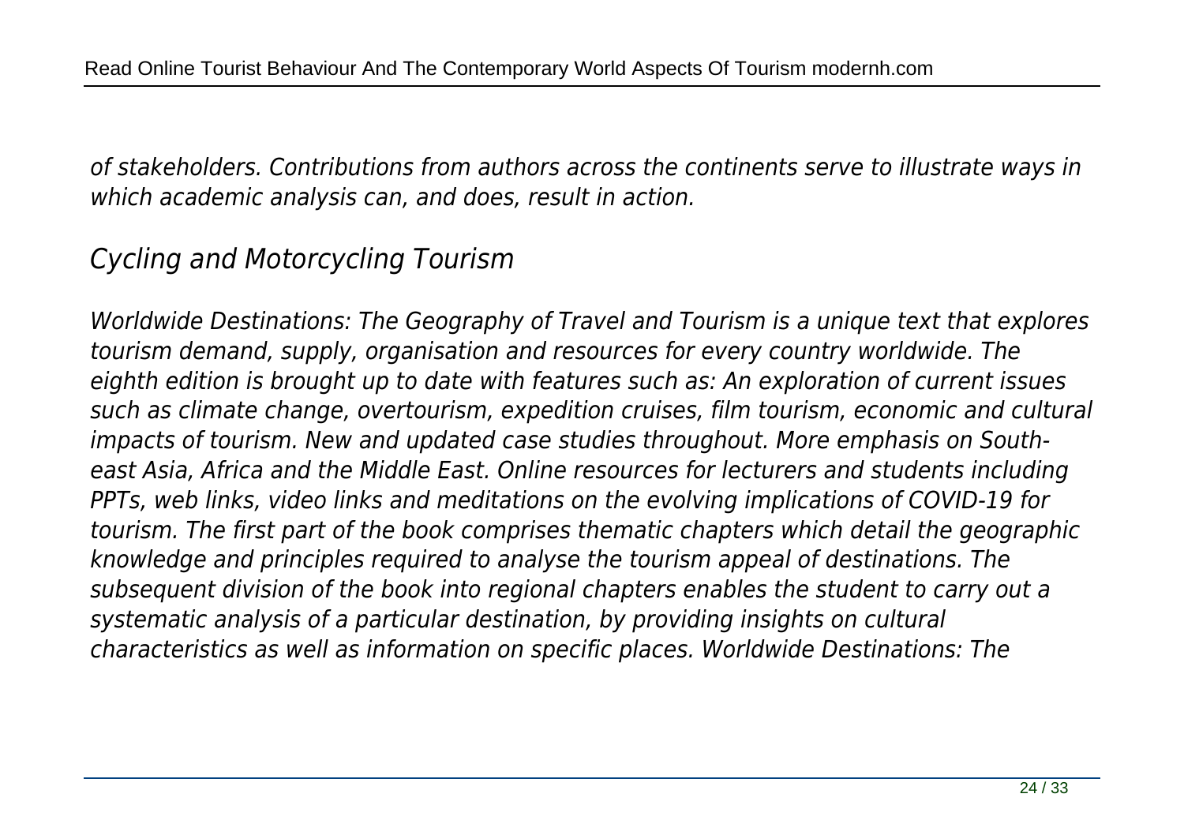*of stakeholders. Contributions from authors across the continents serve to illustrate ways in which academic analysis can, and does, result in action.*

## *Cycling and Motorcycling Tourism*

*Worldwide Destinations: The Geography of Travel and Tourism is a unique text that explores tourism demand, supply, organisation and resources for every country worldwide. The eighth edition is brought up to date with features such as: An exploration of current issues such as climate change, overtourism, expedition cruises, film tourism, economic and cultural impacts of tourism. New and updated case studies throughout. More emphasis on South-east Asia, Africa and the Middle East. Online resources for lecturers and students including PPTs, web links, video links and meditations on the evolving implications of COVID-19 for tourism. The first part of the book comprises thematic chapters which detail the geographic knowledge and principles required to analyse the tourism appeal of destinations. The subsequent division of the book into regional chapters enables the student to carry out a systematic analysis of a particular destination, by providing insights on cultural characteristics as well as information on specific places. Worldwide Destinations: The*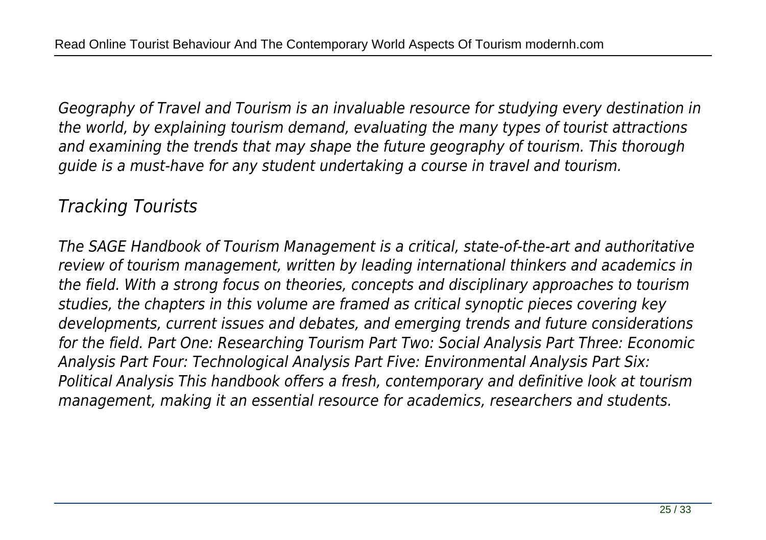*Geography of Travel and Tourism is an invaluable resource for studying every destination in the world, by explaining tourism demand, evaluating the many types of tourist attractions and examining the trends that may shape the future geography of tourism. This thorough guide is a must-have for any student undertaking a course in travel and tourism.*

## *Tracking Tourists*

*The SAGE Handbook of Tourism Management is a critical, state-of-the-art and authoritative review of tourism management, written by leading international thinkers and academics in the field. With a strong focus on theories, concepts and disciplinary approaches to tourism studies, the chapters in this volume are framed as critical synoptic pieces covering key developments, current issues and debates, and emerging trends and future considerations for the field. Part One: Researching Tourism Part Two: Social Analysis Part Three: Economic Analysis Part Four: Technological Analysis Part Five: Environmental Analysis Part Six: Political Analysis This handbook offers a fresh, contemporary and definitive look at tourism management, making it an essential resource for academics, researchers and students.*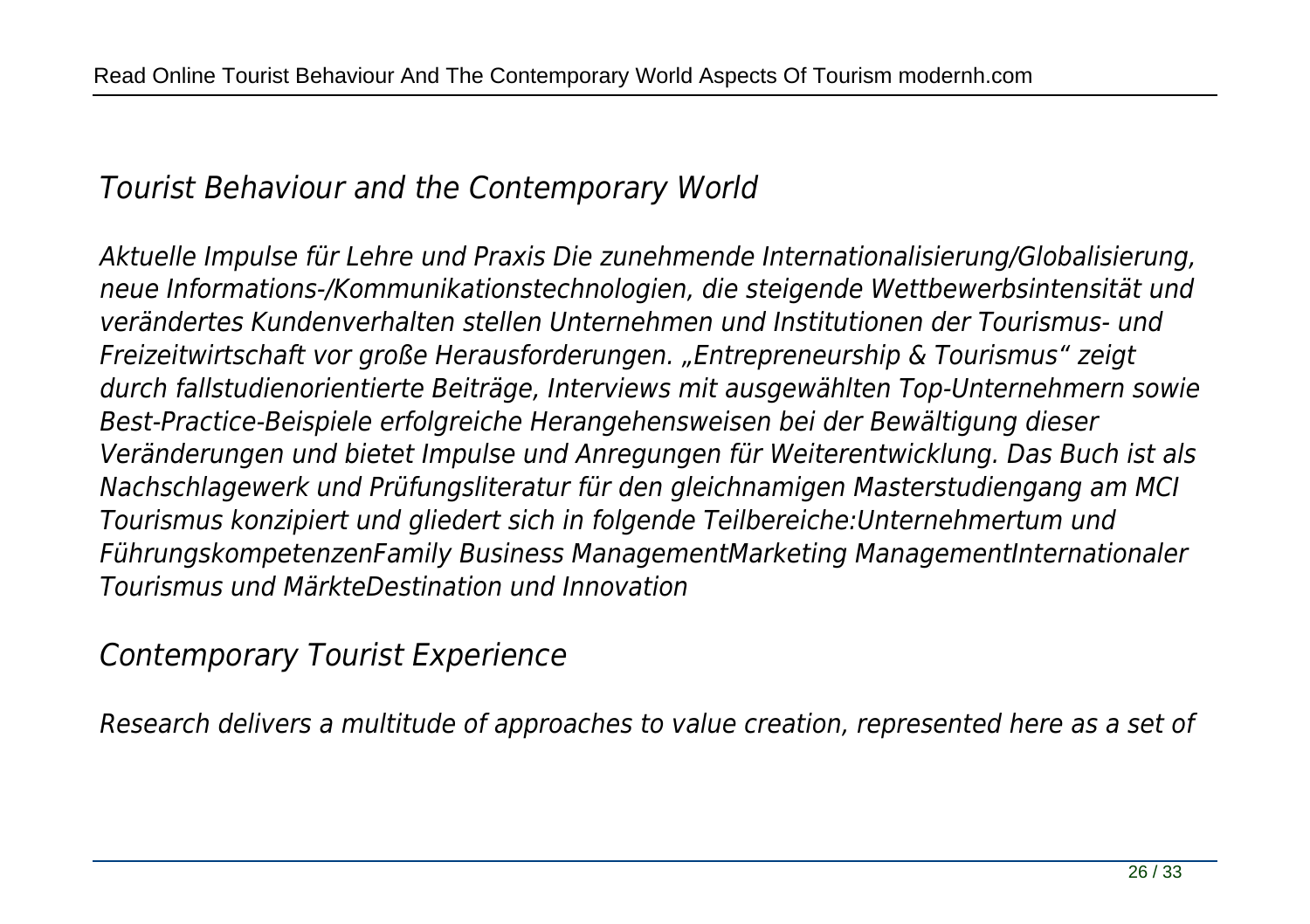## Tourist Behaviour and the Contemporary World

*Aktuelle Impulse für Lehre und Praxis Die zunehmende Internationalisierung/Globalisierung, neue Informations-/Kommunikationstechnologien, die steigende Wettbewerbsintensität und verändertes Kundenverhalten stellen Unternehmen und Institutionen der Tourismus- und Freizeitwirtschaft vor große Herausforderungen. „Entrepreneurship & Tourismus" zeigt durch fallstudienorientierte Beiträge, Interviews mit ausgewählten Top-Unternehmern sowie Best-Practice-Beispiele erfolgreiche Herangehensweisen bei der Bewältigung dieser Veränderungen und bietet Impulse und Anregungen für Weiterentwicklung. Das Buch ist als Nachschlagewerk und Prüfungsliteratur für den gleichnamigen Masterstudiengang am MCI Tourismus konzipiert und gliedert sich in folgende Teilbereiche:Unternehmertum und FührungskompetenzenFamily Business ManagementMarketing ManagementInternationaler Tourismus und MärkteDestination und Innovation*

## Contemporary Tourist Experience

*Research delivers a multitude of approaches to value creation, represented here as a set of*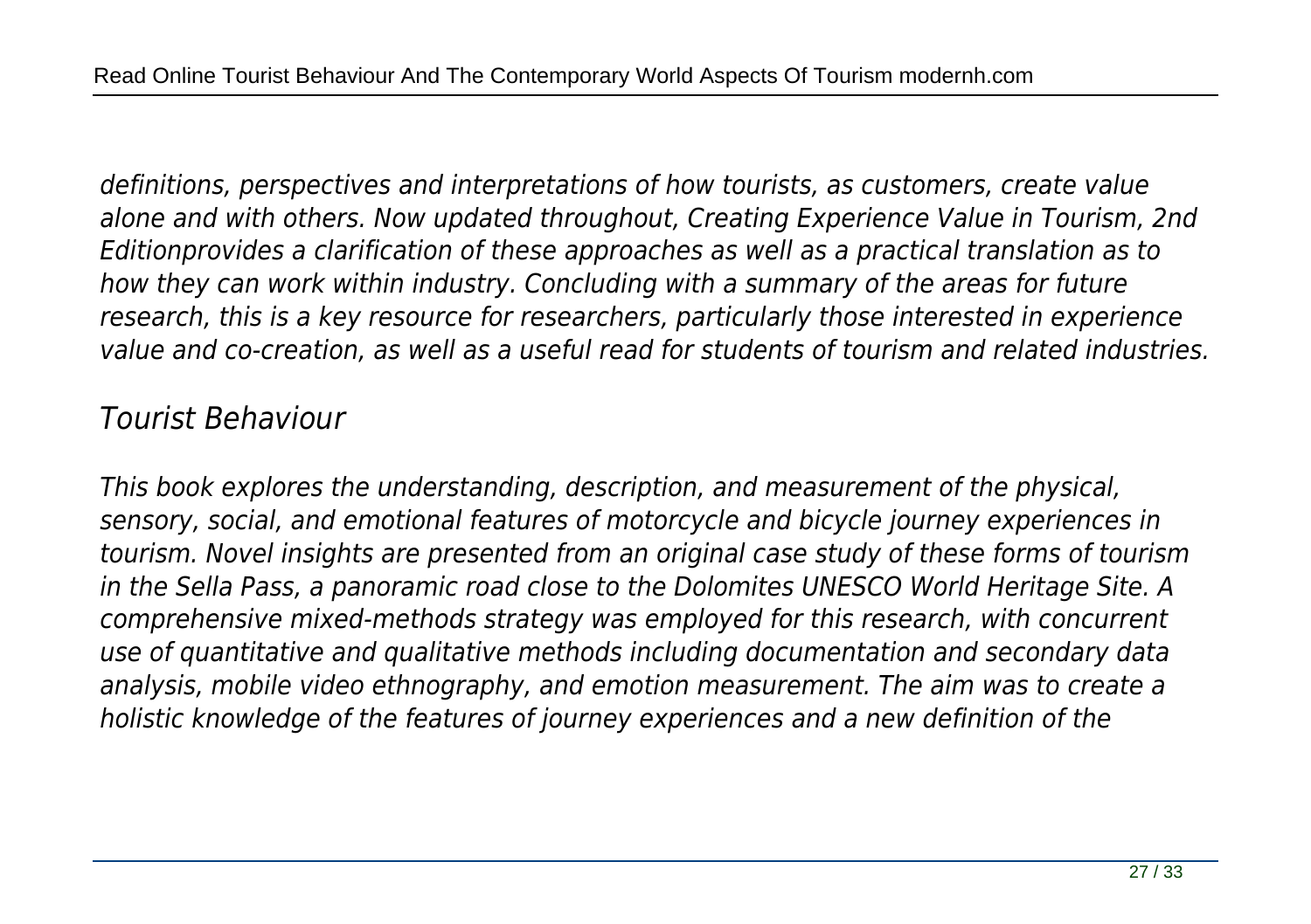*definitions, perspectives and interpretations of how tourists, as customers, create value alone and with others. Now updated throughout, Creating Experience Value in Tourism, 2nd Editionprovides a clarification of these approaches as well as a practical translation as to how they can work within industry. Concluding with a summary of the areas for future research, this is a key resource for researchers, particularly those interested in experience value and co-creation, as well as a useful read for students of tourism and related industries.*

## *Tourist Behaviour*

*This book explores the understanding, description, and measurement of the physical, sensory, social, and emotional features of motorcycle and bicycle journey experiences in tourism. Novel insights are presented from an original case study of these forms of tourism in the Sella Pass, a panoramic road close to the Dolomites UNESCO World Heritage Site. A comprehensive mixed-methods strategy was employed for this research, with concurrent use of quantitative and qualitative methods including documentation and secondary data analysis, mobile video ethnography, and emotion measurement. The aim was to create a holistic knowledge of the features of journey experiences and a new definition of the*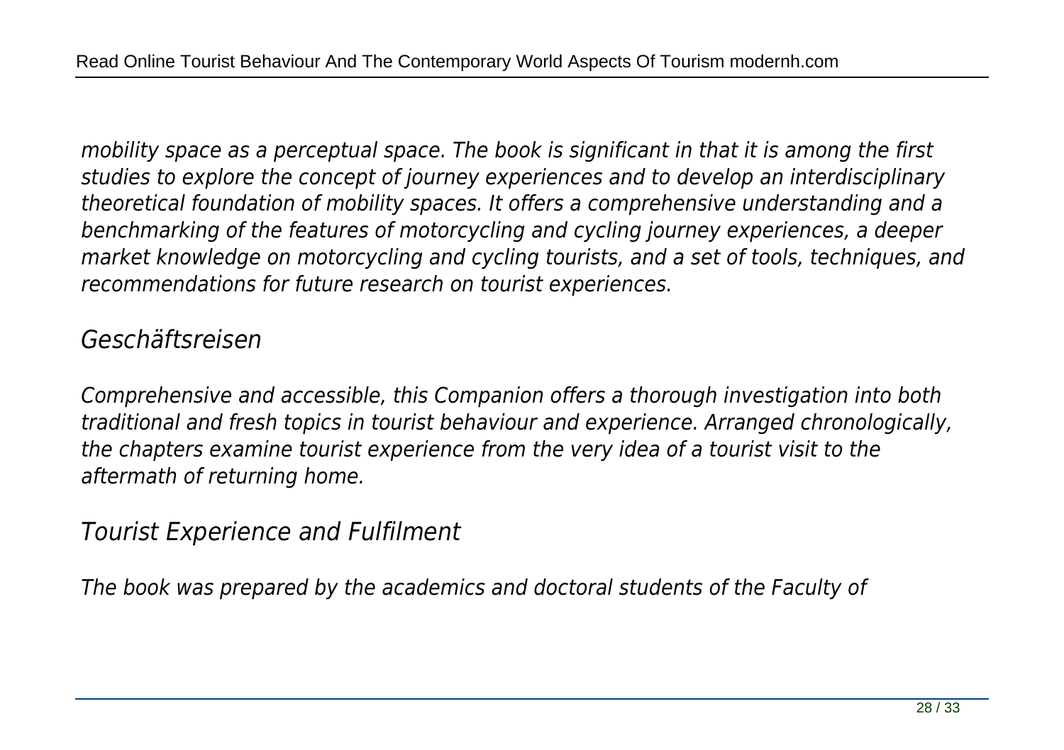*mobility space as a perceptual space. The book is significant in that it is among the first studies to explore the concept of journey experiences and to develop an interdisciplinary theoretical foundation of mobility spaces. It offers a comprehensive understanding and a benchmarking of the features of motorcycling and cycling journey experiences, a deeper market knowledge on motorcycling and cycling tourists, and a set of tools, techniques, and recommendations for future research on tourist experiences.*

## *Geschäftsreisen*

*Comprehensive and accessible, this Companion offers a thorough investigation into both traditional and fresh topics in tourist behaviour and experience. Arranged chronologically, the chapters examine tourist experience from the very idea of a tourist visit to the aftermath of returning home.*

## *Tourist Experience and Fulfilment*

*The book was prepared by the academics and doctoral students of the Faculty of*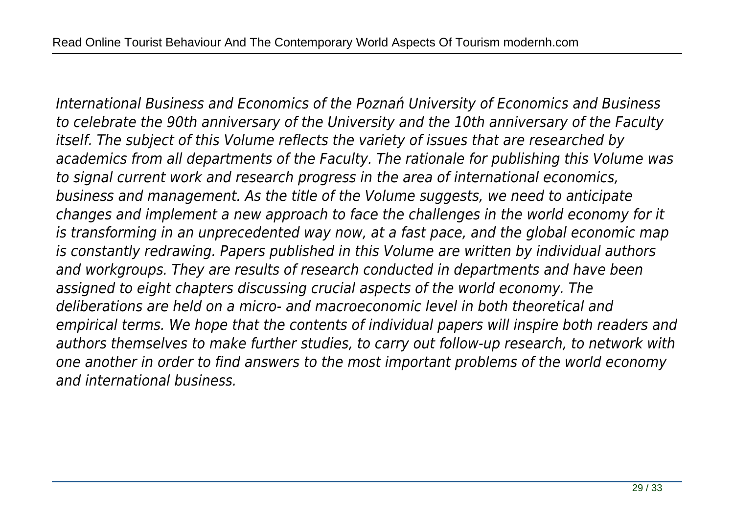*International Business and Economics of the Poznań University of Economics and Business to celebrate the 90th anniversary of the University and the 10th anniversary of the Faculty itself. The subject of this Volume reflects the variety of issues that are researched by academics from all departments of the Faculty. The rationale for publishing this Volume was to signal current work and research progress in the area of international economics, business and management. As the title of the Volume suggests, we need to anticipate changes and implement a new approach to face the challenges in the world economy for it is transforming in an unprecedented way now, at a fast pace, and the global economic map is constantly redrawing. Papers published in this Volume are written by individual authors and workgroups. They are results of research conducted in departments and have been assigned to eight chapters discussing crucial aspects of the world economy. The deliberations are held on a micro- and macroeconomic level in both theoretical and empirical terms. We hope that the contents of individual papers will inspire both readers and authors themselves to make further studies, to carry out follow-up research, to network with one another in order to find answers to the most important problems of the world economy and international business.*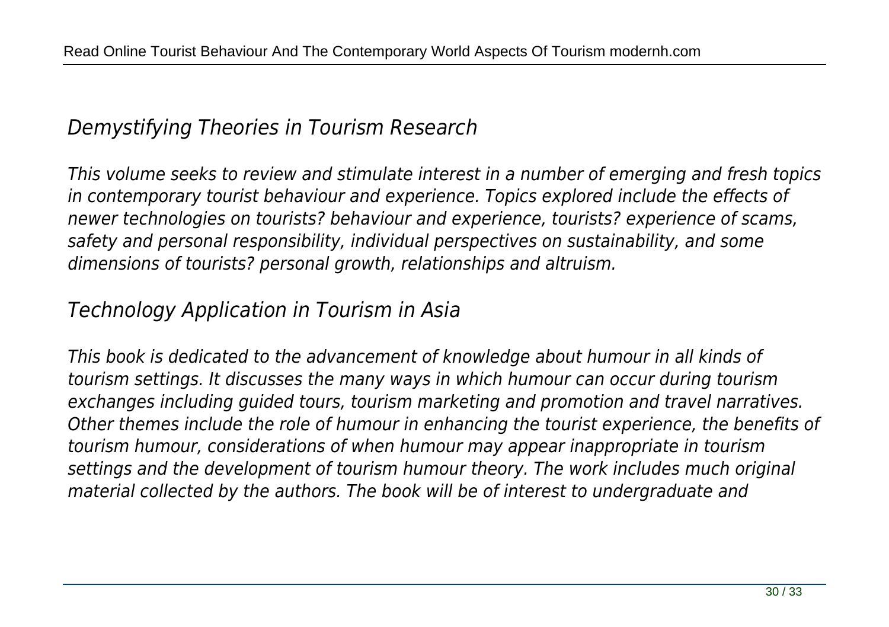## *Demystifying Theories in Tourism Research*

*This volume seeks to review and stimulate interest in a number of emerging and fresh topics in contemporary tourist behaviour and experience. Topics explored include the effects of newer technologies on tourists? behaviour and experience, tourists? experience of scams, safety and personal responsibility, individual perspectives on sustainability, and some dimensions of tourists? personal growth, relationships and altruism.*

## *Technology Application in Tourism in Asia*

*This book is dedicated to the advancement of knowledge about humour in all kinds of tourism settings. It discusses the many ways in which humour can occur during tourism exchanges including guided tours, tourism marketing and promotion and travel narratives. Other themes include the role of humour in enhancing the tourist experience, the benefits of tourism humour, considerations of when humour may appear inappropriate in tourism settings and the development of tourism humour theory. The work includes much original material collected by the authors. The book will be of interest to undergraduate and*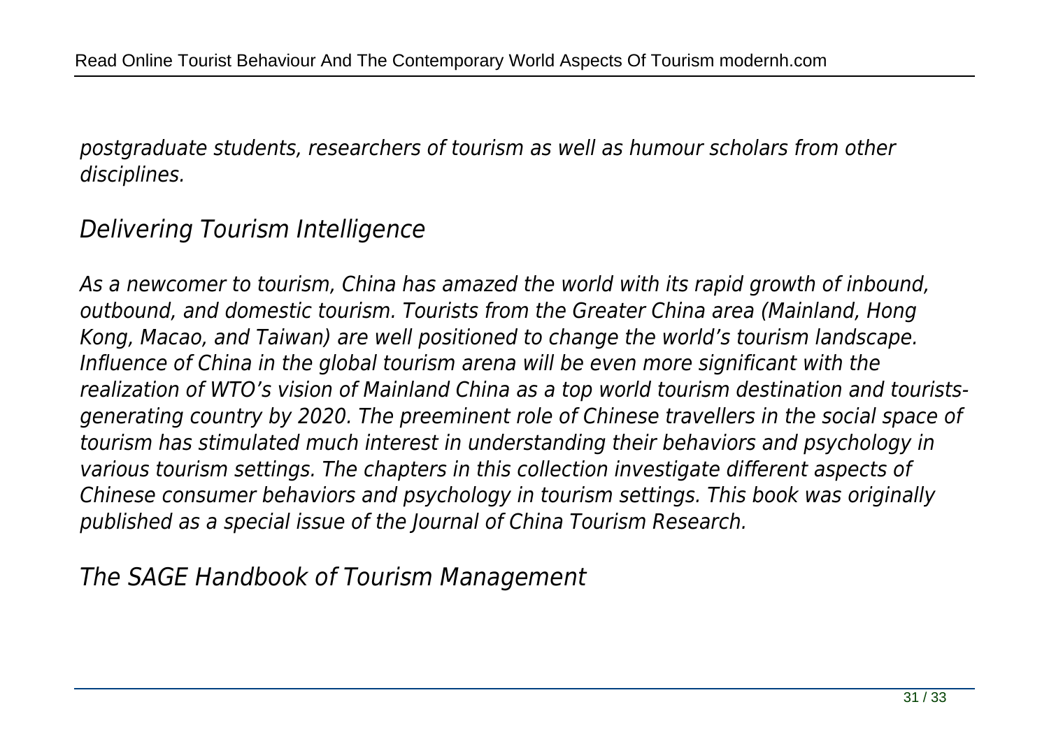*postgraduate students, researchers of tourism as well as humour scholars from other disciplines.*

## *Delivering Tourism Intelligence*

*As a newcomer to tourism, China has amazed the world with its rapid growth of inbound, outbound, and domestic tourism. Tourists from the Greater China area (Mainland, Hong Kong, Macao, and Taiwan) are well positioned to change the world's tourism landscape. Influence of China in the global tourism arena will be even more significant with the realization of WTO's vision of Mainland China as a top world tourism destination and tourists-generating country by 2020. The preeminent role of Chinese travellers in the social space of tourism has stimulated much interest in understanding their behaviors and psychology in various tourism settings. The chapters in this collection investigate different aspects of Chinese consumer behaviors and psychology in tourism settings. This book was originally published as a special issue of the Journal of China Tourism Research.*

## *The SAGE Handbook of Tourism Management*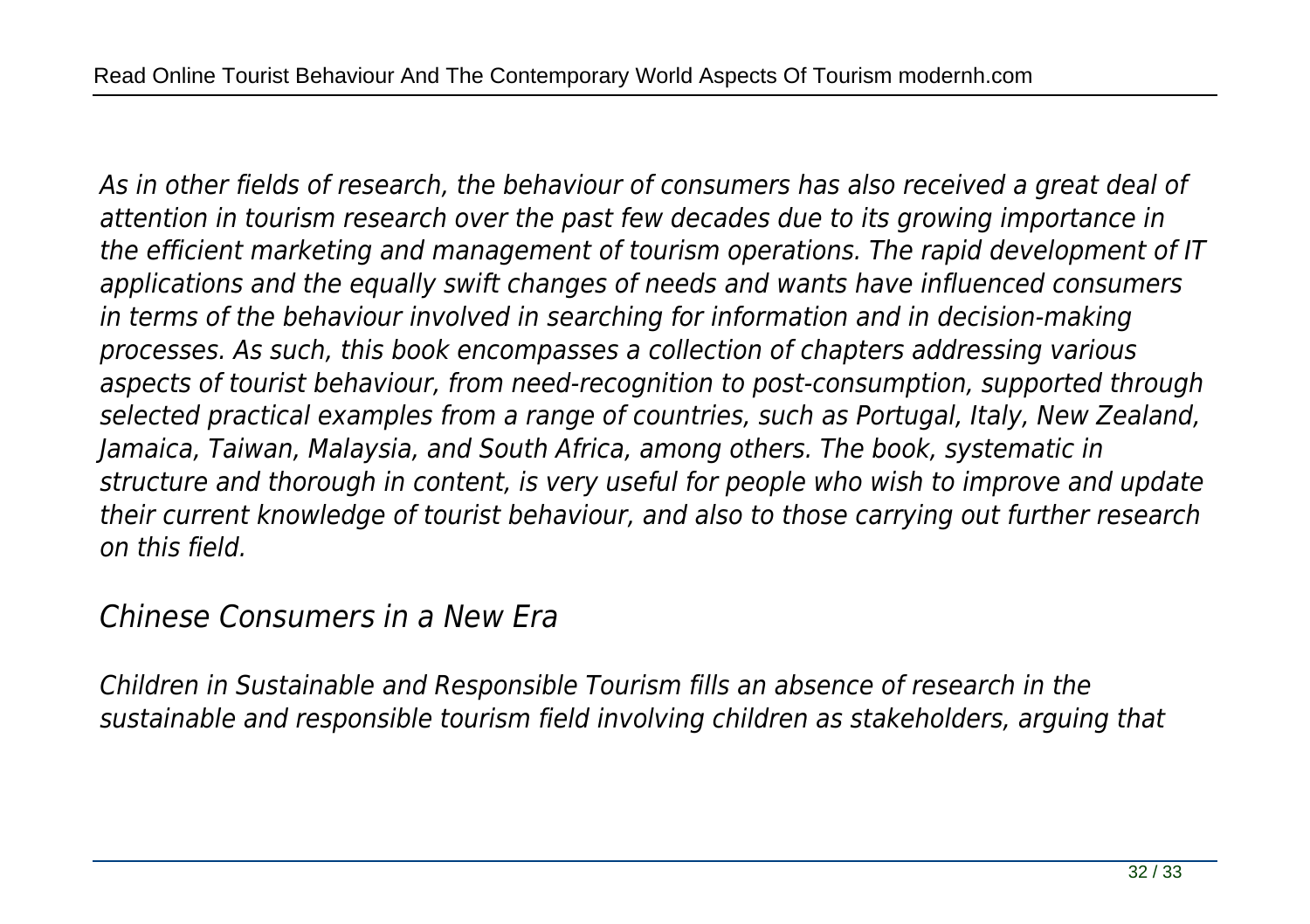*As in other fields of research, the behaviour of consumers has also received a great deal of attention in tourism research over the past few decades due to its growing importance in the efficient marketing and management of tourism operations. The rapid development of IT applications and the equally swift changes of needs and wants have influenced consumers in terms of the behaviour involved in searching for information and in decision-making processes. As such, this book encompasses a collection of chapters addressing various aspects of tourist behaviour, from need-recognition to post-consumption, supported through selected practical examples from a range of countries, such as Portugal, Italy, New Zealand, Jamaica, Taiwan, Malaysia, and South Africa, among others. The book, systematic in structure and thorough in content, is very useful for people who wish to improve and update their current knowledge of tourist behaviour, and also to those carrying out further research on this field.*

## *Chinese Consumers in a New Era*

*Children in Sustainable and Responsible Tourism fills an absence of research in the sustainable and responsible tourism field involving children as stakeholders, arguing that*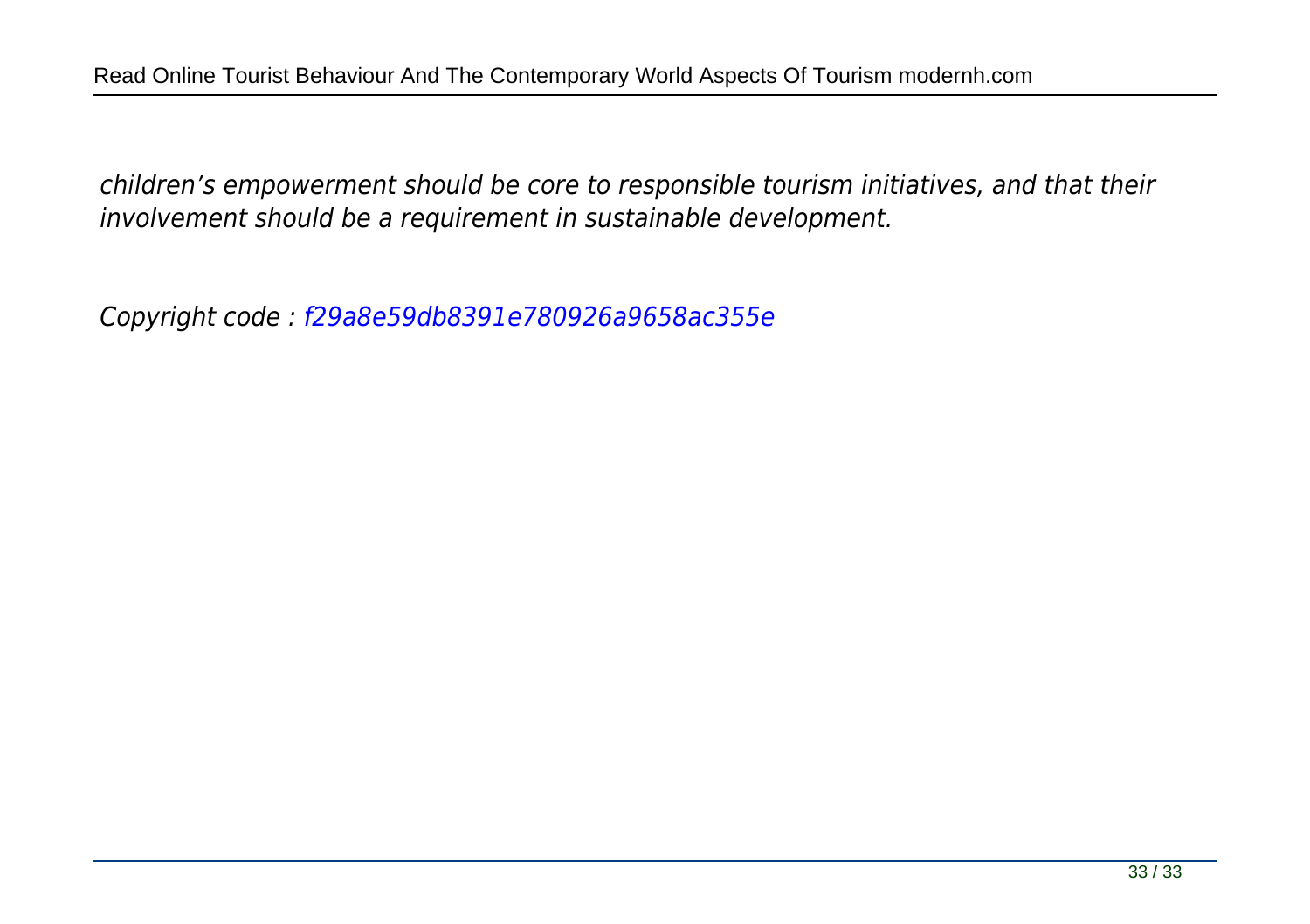*children’s empowerment should be core to responsible tourism initiatives, and that their involvement should be a requirement in sustainable development.*

*Copyright code : [f29a8e59db8391e780926a9658ac355e](f29a8e59db8391e780926a9658ac355e)*